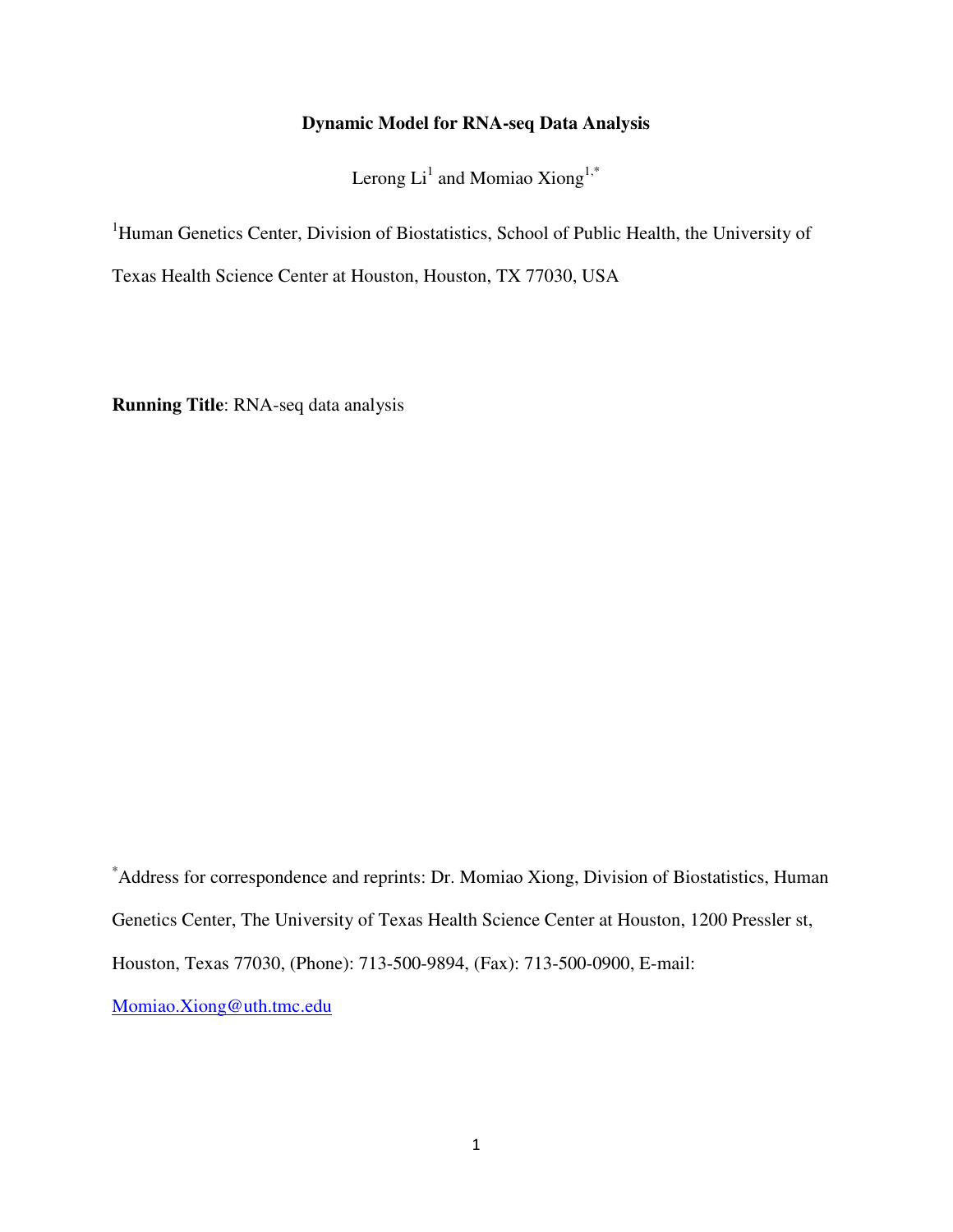# Dynamic Model for RNA-seq Data Analysis

Lerong Li[1] and Momiao Xiong[1,*]

[1]Human Genetics Center, Division of Biostatistics, School of Public Health, the University of Texas Health Science Center at Houston, Houston, TX 77030, USA

**Running Title**: RNA-seq data analysis

[*]Address for correspondence and reprints: Dr. Momiao Xiong, Division of Biostatistics, Human Genetics Center, The University of Texas Health Science Center at Houston, 1200 Pressler st, Houston, Texas 77030, (Phone): 713-500-9894, (Fax): 713-500-0900, E-mail: Momiao.Xiong@uth.tmc.edu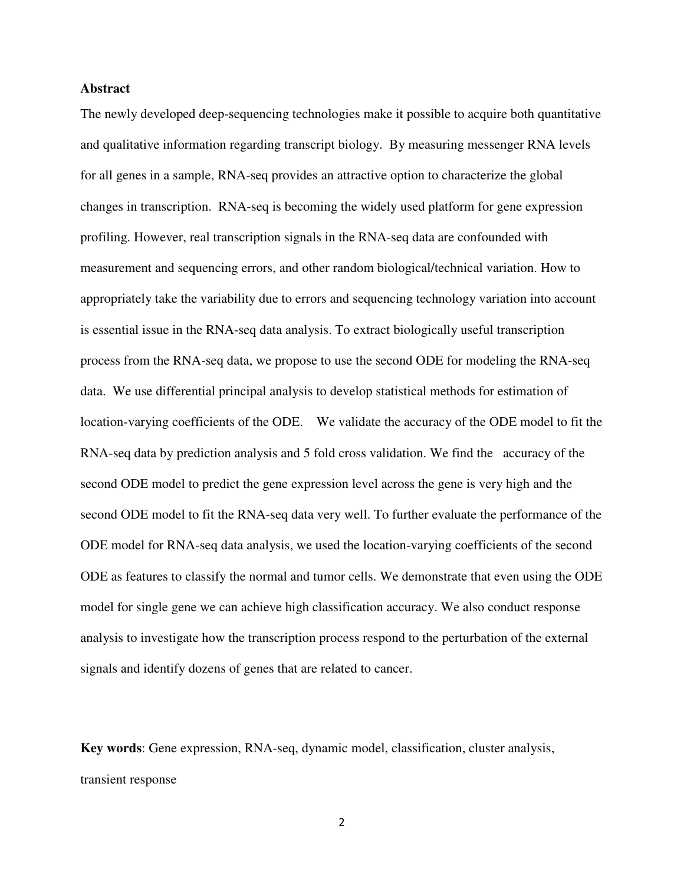**Abstract**

The newly developed deep-sequencing technologies make it possible to acquire both quantitative and qualitative information regarding transcript biology. By measuring messenger RNA levels for all genes in a sample, RNA-seq provides an attractive option to characterize the global changes in transcription. RNA-seq is becoming the widely used platform for gene expression profiling. However, real transcription signals in the RNA-seq data are confounded with measurement and sequencing errors, and other random biological/technical variation. How to appropriately take the variability due to errors and sequencing technology variation into account is essential issue in the RNA-seq data analysis. To extract biologically useful transcription process from the RNA-seq data, we propose to use the second ODE for modeling the RNA-seq data. We use differential principal analysis to develop statistical methods for estimation of location-varying coefficients of the ODE. We validate the accuracy of the ODE model to fit the RNA-seq data by prediction analysis and 5 fold cross validation. We find the accuracy of the second ODE model to predict the gene expression level across the gene is very high and the second ODE model to fit the RNA-seq data very well. To further evaluate the performance of the ODE model for RNA-seq data analysis, we used the location-varying coefficients of the second ODE as features to classify the normal and tumor cells. We demonstrate that even using the ODE model for single gene we can achieve high classification accuracy. We also conduct response analysis to investigate how the transcription process respond to the perturbation of the external signals and identify dozens of genes that are related to cancer.

**Key words**: Gene expression, RNA-seq, dynamic model, classification, cluster analysis, transient response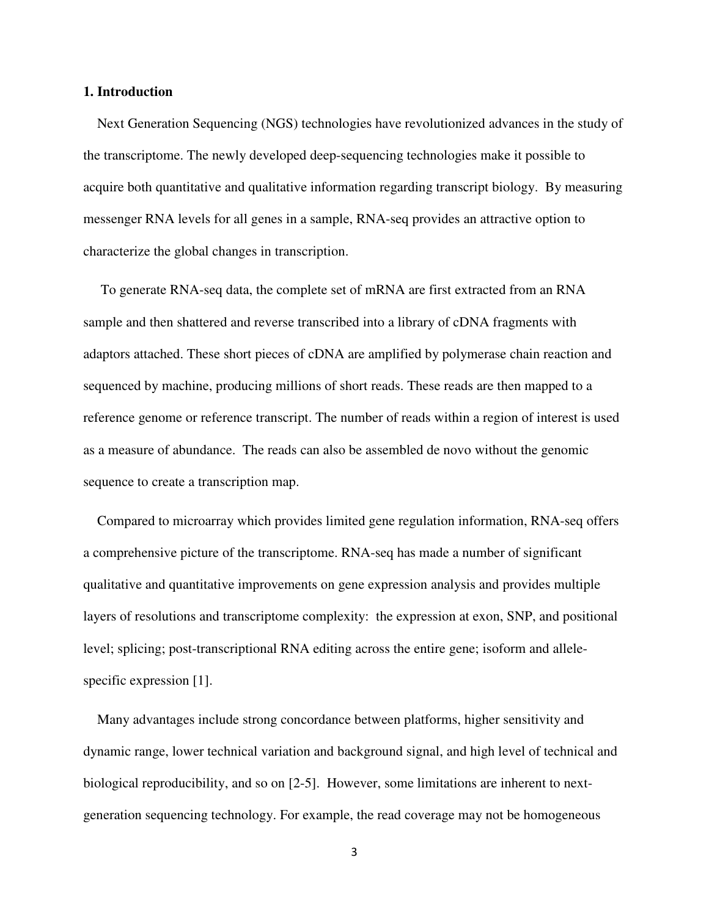## 1. Introduction

Next Generation Sequencing (NGS) technologies have revolutionized advances in the study of the transcriptome. The newly developed deep-sequencing technologies make it possible to acquire both quantitative and qualitative information regarding transcript biology. By measuring messenger RNA levels for all genes in a sample, RNA-seq provides an attractive option to characterize the global changes in transcription.

To generate RNA-seq data, the complete set of mRNA are first extracted from an RNA sample and then shattered and reverse transcribed into a library of cDNA fragments with adaptors attached. These short pieces of cDNA are amplified by polymerase chain reaction and sequenced by machine, producing millions of short reads. These reads are then mapped to a reference genome or reference transcript. The number of reads within a region of interest is used as a measure of abundance. The reads can also be assembled de novo without the genomic sequence to create a transcription map.

Compared to microarray which provides limited gene regulation information, RNA-seq offers a comprehensive picture of the transcriptome. RNA-seq has made a number of significant qualitative and quantitative improvements on gene expression analysis and provides multiple layers of resolutions and transcriptome complexity: the expression at exon, SNP, and positional level; splicing; post-transcriptional RNA editing across the entire gene; isoform and allele-specific expression [1].

Many advantages include strong concordance between platforms, higher sensitivity and dynamic range, lower technical variation and background signal, and high level of technical and biological reproducibility, and so on [2-5]. However, some limitations are inherent to next-generation sequencing technology. For example, the read coverage may not be homogeneous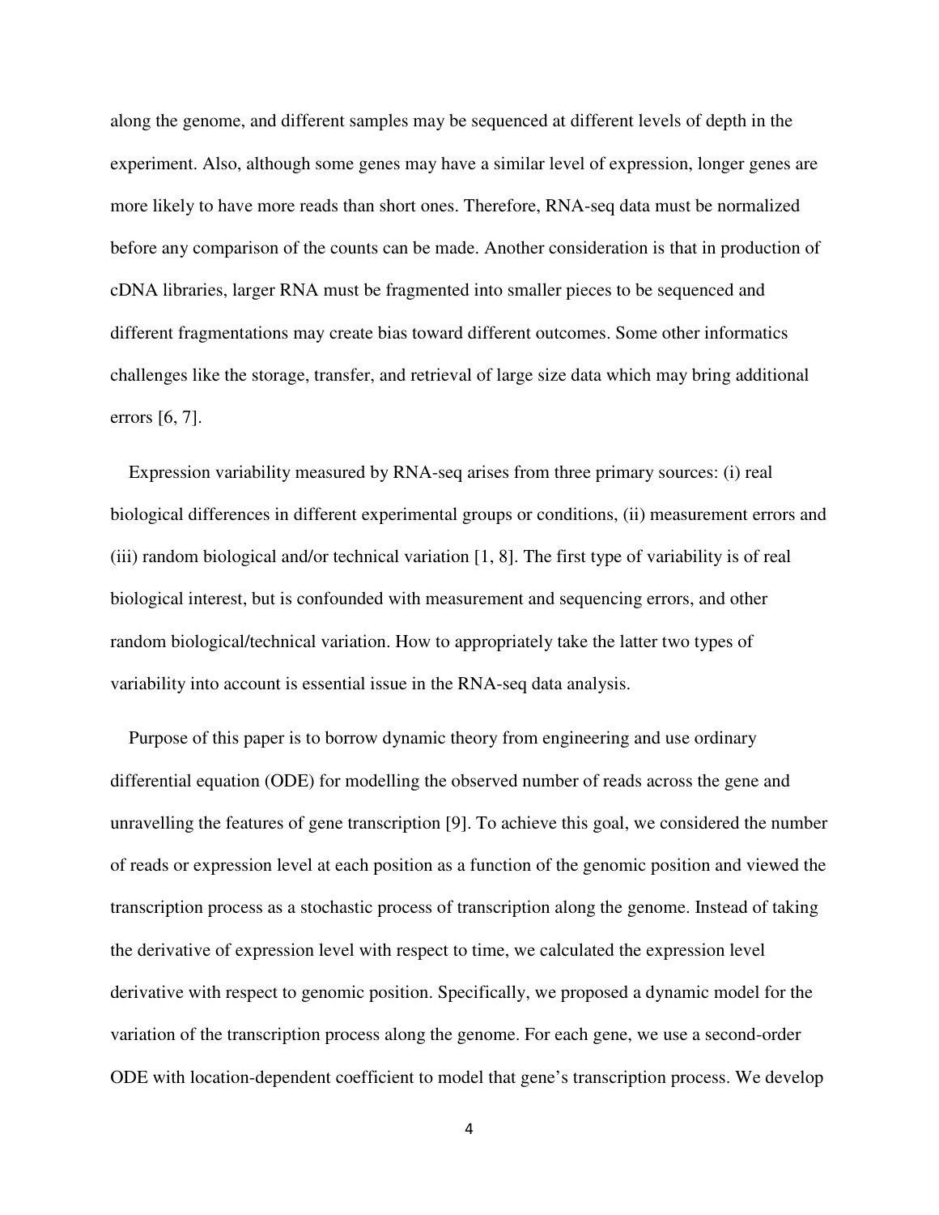along the genome, and different samples may be sequenced at different levels of depth in the experiment. Also, although some genes may have a similar level of expression, longer genes are more likely to have more reads than short ones. Therefore, RNA-seq data must be normalized before any comparison of the counts can be made. Another consideration is that in production of cDNA libraries, larger RNA must be fragmented into smaller pieces to be sequenced and different fragmentations may create bias toward different outcomes. Some other informatics challenges like the storage, transfer, and retrieval of large size data which may bring additional errors [6, 7].

Expression variability measured by RNA-seq arises from three primary sources: (i) real biological differences in different experimental groups or conditions, (ii) measurement errors and (iii) random biological and/or technical variation [1, 8]. The first type of variability is of real biological interest, but is confounded with measurement and sequencing errors, and other random biological/technical variation. How to appropriately take the latter two types of variability into account is essential issue in the RNA-seq data analysis.

Purpose of this paper is to borrow dynamic theory from engineering and use ordinary differential equation (ODE) for modelling the observed number of reads across the gene and unravelling the features of gene transcription [9]. To achieve this goal, we considered the number of reads or expression level at each position as a function of the genomic position and viewed the transcription process as a stochastic process of transcription along the genome. Instead of taking the derivative of expression level with respect to time, we calculated the expression level derivative with respect to genomic position. Specifically, we proposed a dynamic model for the variation of the transcription process along the genome. For each gene, we use a second-order ODE with location-dependent coefficient to model that gene's transcription process. We develop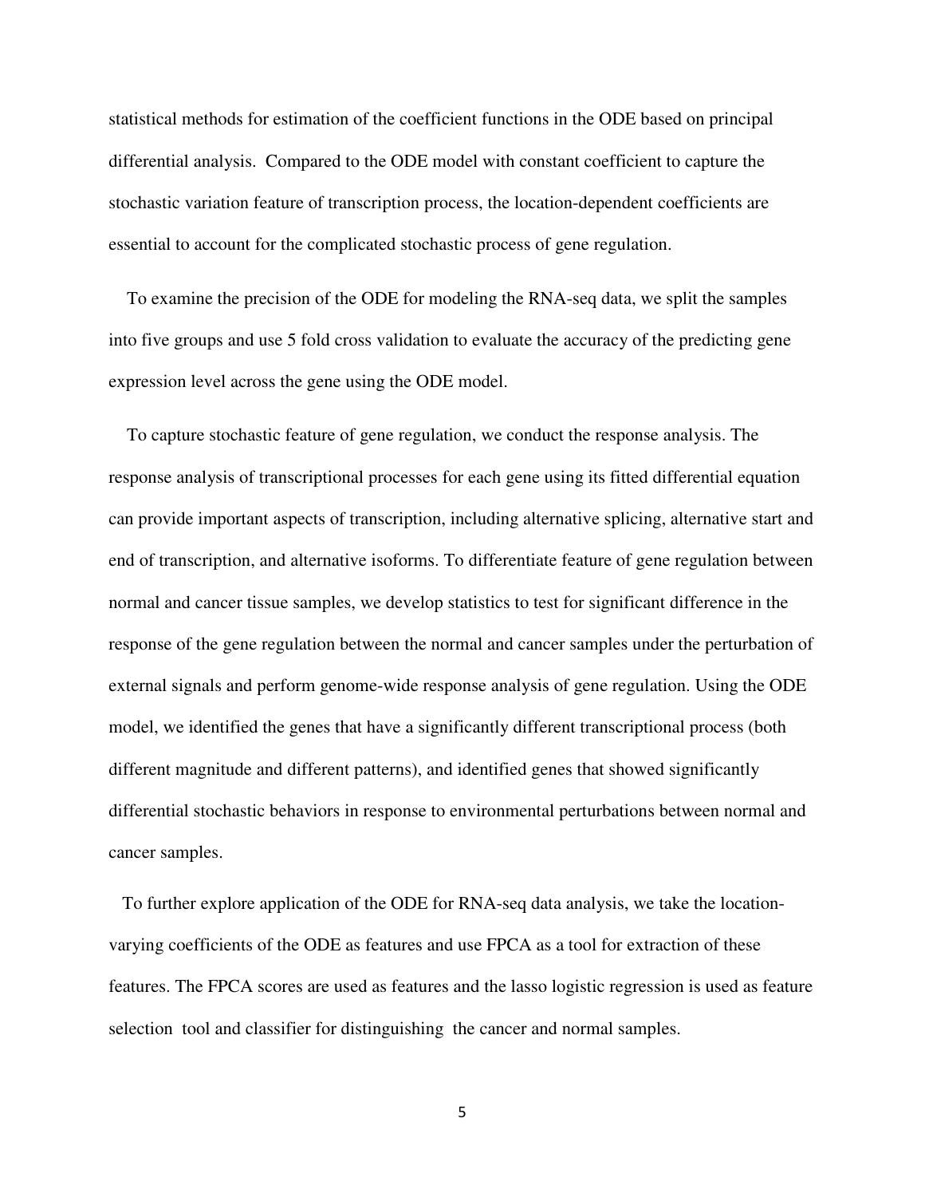statistical methods for estimation of the coefficient functions in the ODE based on principal differential analysis. Compared to the ODE model with constant coefficient to capture the stochastic variation feature of transcription process, the location-dependent coefficients are essential to account for the complicated stochastic process of gene regulation.

To examine the precision of the ODE for modeling the RNA-seq data, we split the samples into five groups and use 5 fold cross validation to evaluate the accuracy of the predicting gene expression level across the gene using the ODE model.

To capture stochastic feature of gene regulation, we conduct the response analysis. The response analysis of transcriptional processes for each gene using its fitted differential equation can provide important aspects of transcription, including alternative splicing, alternative start and end of transcription, and alternative isoforms. To differentiate feature of gene regulation between normal and cancer tissue samples, we develop statistics to test for significant difference in the response of the gene regulation between the normal and cancer samples under the perturbation of external signals and perform genome-wide response analysis of gene regulation. Using the ODE model, we identified the genes that have a significantly different transcriptional process (both different magnitude and different patterns), and identified genes that showed significantly differential stochastic behaviors in response to environmental perturbations between normal and cancer samples.

To further explore application of the ODE for RNA-seq data analysis, we take the location-varying coefficients of the ODE as features and use FPCA as a tool for extraction of these features. The FPCA scores are used as features and the lasso logistic regression is used as feature selection tool and classifier for distinguishing the cancer and normal samples.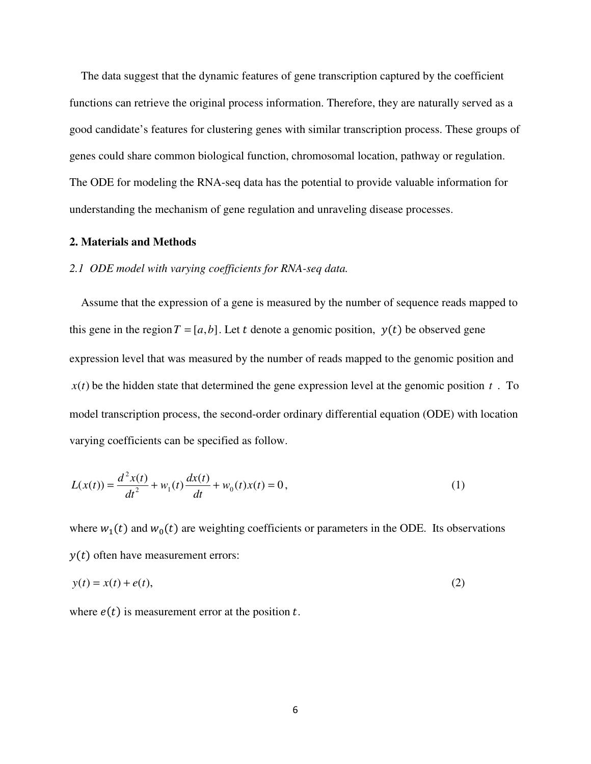The data suggest that the dynamic features of gene transcription captured by the coefficient functions can retrieve the original process information. Therefore, they are naturally served as a good candidate's features for clustering genes with similar transcription process. These groups of genes could share common biological function, chromosomal location, pathway or regulation. The ODE for modeling the RNA-seq data has the potential to provide valuable information for understanding the mechanism of gene regulation and unraveling disease processes.

## 2. Materials and Methods

### *2.1 ODE model with varying coefficients for RNA-seq data.*

Assume that the expression of a gene is measured by the number of sequence reads mapped to this gene in the region $T = [a,b]$. Let $t$ denote a genomic position, $y(t)$ be observed gene expression level that was measured by the number of reads mapped to the genomic position and $x(t)$ be the hidden state that determined the gene expression level at the genomic position $t$. To model transcription process, the second-order ordinary differential equation (ODE) with location varying coefficients can be specified as follow.

$$L(x(t)) = \frac{d^2 x(t)}{dt^2} + w_1(t)\frac{dx(t)}{dt} + w_0(t)x(t) = 0, \qquad (1)$$

where $w_1(t)$ and $w_0(t)$ are weighting coefficients or parameters in the ODE. Its observations $y(t)$ often have measurement errors:

$$y(t) = x(t) + e(t), \qquad (2)$$

where $e(t)$ is measurement error at the position $t$.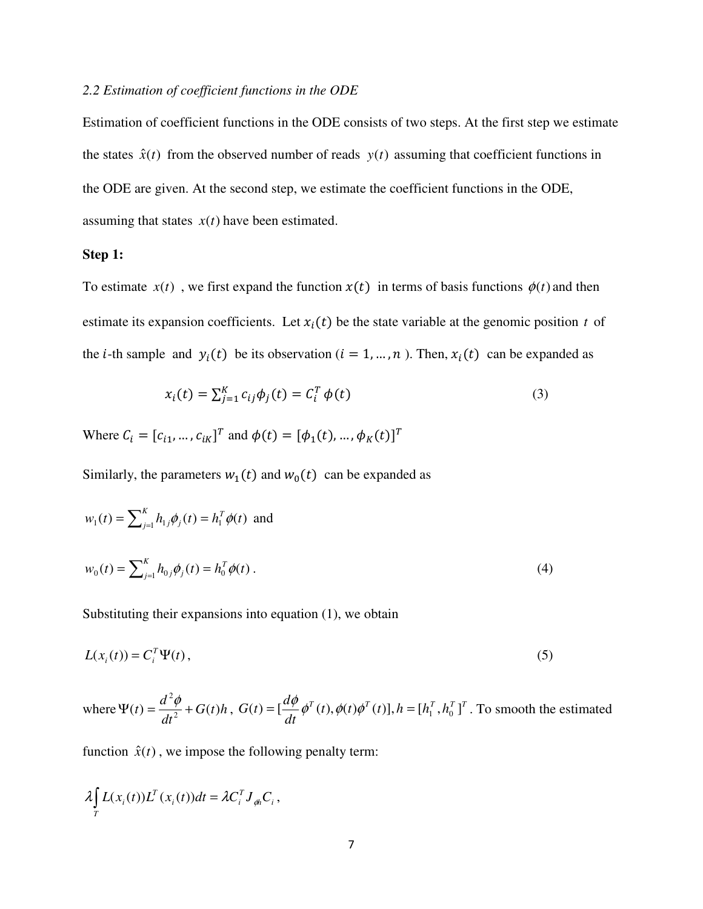*2.2 Estimation of coefficient functions in the ODE*

Estimation of coefficient functions in the ODE consists of two steps. At the first step we estimate the states $\hat{x}(t)$ from the observed number of reads $y(t)$ assuming that coefficient functions in the ODE are given. At the second step, we estimate the coefficient functions in the ODE, assuming that states $x(t)$ have been estimated.

**Step 1:**

To estimate $x(t)$, we first expand the function $x(t)$ in terms of basis functions $\phi(t)$ and then estimate its expansion coefficients. Let $x_i(t)$ be the state variable at the genomic position $t$ of the $i$-th sample and $y_i(t)$ be its observation ($i = 1, \ldots, n$ ). Then, $x_i(t)$ can be expanded as

$$x_i(t) = \sum_{j=1}^{K} c_{ij}\phi_j(t) = C_i^T \phi(t) \tag{3}$$

Where $C_i = [c_{i1}, \ldots, c_{iK}]^T$ and $\phi(t) = [\phi_1(t), \ldots, \phi_K(t)]^T$

Similarly, the parameters $w_1(t)$ and $w_0(t)$ can be expanded as

$w_1(t) = \sum_{j=1}^{K} h_{1j}\phi_j(t) = h_1^T \phi(t)$ and

$$w_0(t) = \sum_{j=1}^{K} h_{0j}\phi_j(t) = h_0^T \phi(t) . \tag{4}$$

Substituting their expansions into equation (1), we obtain

$$L(x_i(t)) = C_i^T \Psi(t) , \tag{5}$$

where $\Psi(t) = \frac{d^2\phi}{dt^2} + G(t)h$ , $G(t) = [\frac{d\phi}{dt}\phi^T(t), \phi(t)\phi^T(t)], h = [h_1^T, h_0^T]^T$ . To smooth the estimated function $\hat{x}(t)$ , we impose the following penalty term:

$$\lambda \int_T L(x_i(t)) L^T(x_i(t)) dt = \lambda C_i^T J_{\phi h} C_i ,$$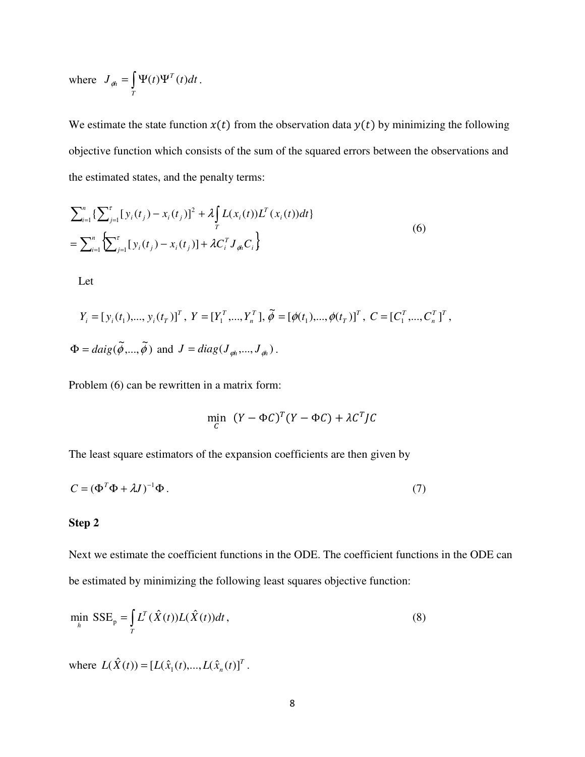where $J_{\phi h} = \int_T \Psi(t)\Psi^T(t)dt$.

We estimate the state function $x(t)$ from the observation data $y(t)$ by minimizing the following objective function which consists of the sum of the squared errors between the observations and the estimated states, and the penalty terms:

$$
\begin{aligned}
&\sum_{i=1}^{n} \{\sum_{j=1}^{\tau} [y_i(t_j) - x_i(t_j)]^2 + \lambda \int_T L(x_i(t)) L^T(x_i(t)) dt\} \\
&= \sum_{i=1}^{n} \left\{\sum_{j=1}^{\tau} [y_i(t_j) - x_i(t_j)] + \lambda C_i^T J_{\phi h} C_i \right\}
\end{aligned}
\tag{6}
$$

Let

$Y_i = [y_i(t_1),...,y_i(t_T)]^T$, $Y = [Y_1^T,...,Y_n^T]$, $\widetilde{\phi} = [\phi(t_1),...,\phi(t_T)]^T$, $C = [C_1^T,...,C_n^T]^T$,

$\Phi = daig(\widetilde{\phi},...,\widetilde{\phi})$ and $J = diag(J_{\phi h},...,J_{\phi h})$.

Problem (6) can be rewritten in a matrix form:

$$
\min_C \ (Y - \Phi C)^T (Y - \Phi C) + \lambda C^T J C
$$

The least square estimators of the expansion coefficients are then given by

$$
C = (\Phi^T \Phi + \lambda J)^{-1} \Phi. \tag{7}
$$

**Step 2**

Next we estimate the coefficient functions in the ODE. The coefficient functions in the ODE can be estimated by minimizing the following least squares objective function:

$$
\min_h \ \text{SSE}_\text{p} = \int_T L^T(\hat{X}(t)) L(\hat{X}(t)) dt, \tag{8}
$$

where $L(\hat{X}(t)) = [L(\hat{x}_1(t),...,L(\hat{x}_n(t)]^T$.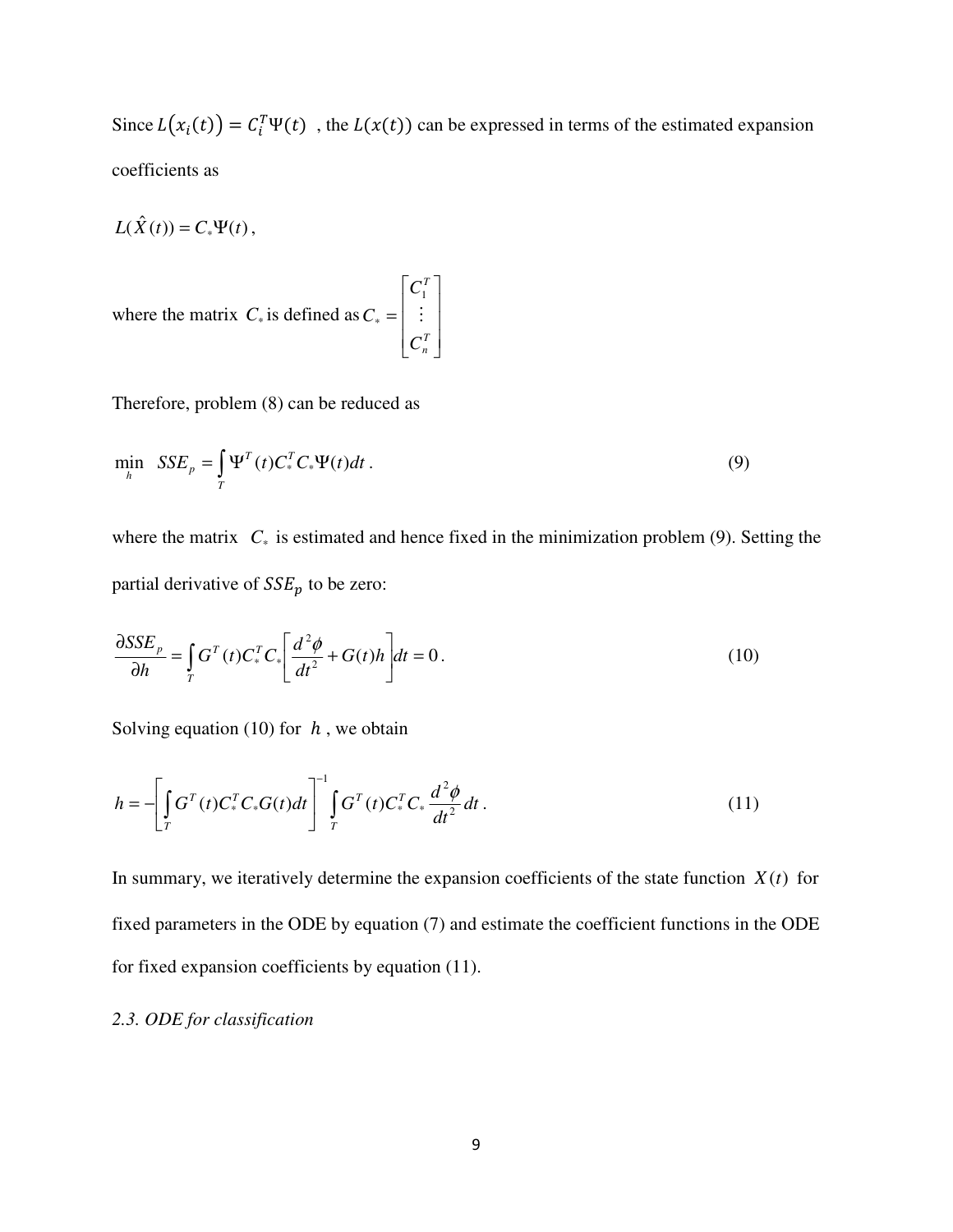Since $L(x_i(t)) = C_i^T \Psi(t)$ , the $L(x(t))$ can be expressed in terms of the estimated expansion coefficients as

$$L(\hat{X}(t)) = C_* \Psi(t) ,$$

where the matrix $C_*$ is defined as $C_* = \begin{bmatrix} C_1^T \\ \vdots \\ C_n^T \end{bmatrix}$

Therefore, problem (8) can be reduced as

$$\min_h \quad SSE_p = \int_T \Psi^T(t) C_*^T C_* \Psi(t) dt . \tag{9}$$

where the matrix $C_*$ is estimated and hence fixed in the minimization problem (9). Setting the partial derivative of $SSE_p$ to be zero:

$$\frac{\partial SSE_p}{\partial h} = \int_T G^T(t) C_*^T C_* \left[ \frac{d^2 \phi}{dt^2} + G(t) h \right] dt = 0 . \tag{10}$$

Solving equation (10) for $h$ , we obtain

$$h = -\left[ \int_T G^T(t) C_*^T C_* G(t) dt \right]^{-1} \int_T G^T(t) C_*^T C_* \frac{d^2 \phi}{dt^2} dt . \tag{11}$$

In summary, we iteratively determine the expansion coefficients of the state function $X(t)$ for fixed parameters in the ODE by equation (7) and estimate the coefficient functions in the ODE for fixed expansion coefficients by equation (11).

*2.3. ODE for classification*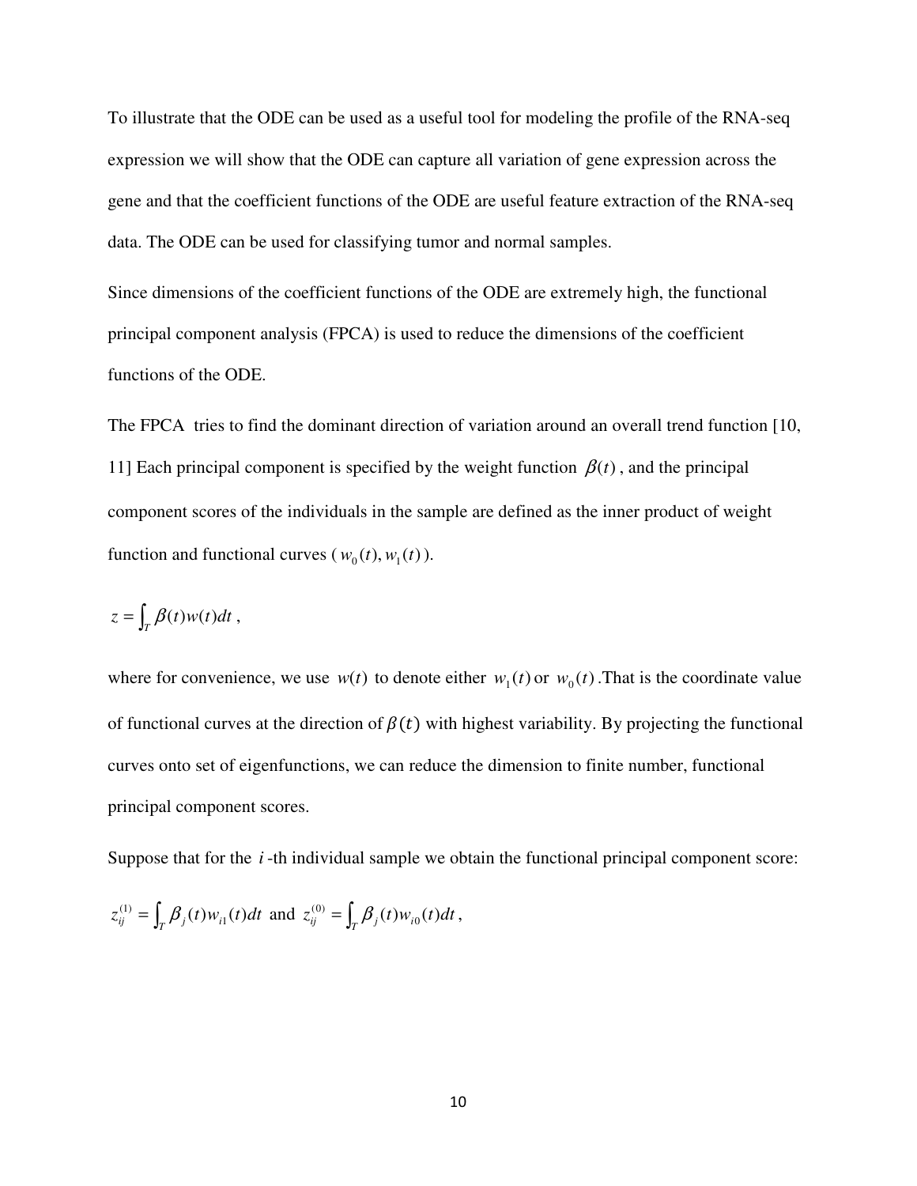To illustrate that the ODE can be used as a useful tool for modeling the profile of the RNA-seq expression we will show that the ODE can capture all variation of gene expression across the gene and that the coefficient functions of the ODE are useful feature extraction of the RNA-seq data. The ODE can be used for classifying tumor and normal samples.

Since dimensions of the coefficient functions of the ODE are extremely high, the functional principal component analysis (FPCA) is used to reduce the dimensions of the coefficient functions of the ODE.

The FPCA tries to find the dominant direction of variation around an overall trend function [10, 11] Each principal component is specified by the weight function $\beta(t)$, and the principal component scores of the individuals in the sample are defined as the inner product of weight function and functional curves ( $w_0(t), w_1(t)$ ).

$$z = \int_T \beta(t) w(t) dt \,,$$

where for convenience, we use $w(t)$ to denote either $w_1(t)$ or $w_0(t)$ .That is the coordinate value of functional curves at the direction of $\beta(t)$ with highest variability. By projecting the functional curves onto set of eigenfunctions, we can reduce the dimension to finite number, functional principal component scores.

Suppose that for the $i$ -th individual sample we obtain the functional principal component score:

$$z_{ij}^{(1)} = \int_T \beta_j(t) w_{i1}(t) dt \text{ and } z_{ij}^{(0)} = \int_T \beta_j(t) w_{i0}(t) dt \,,$$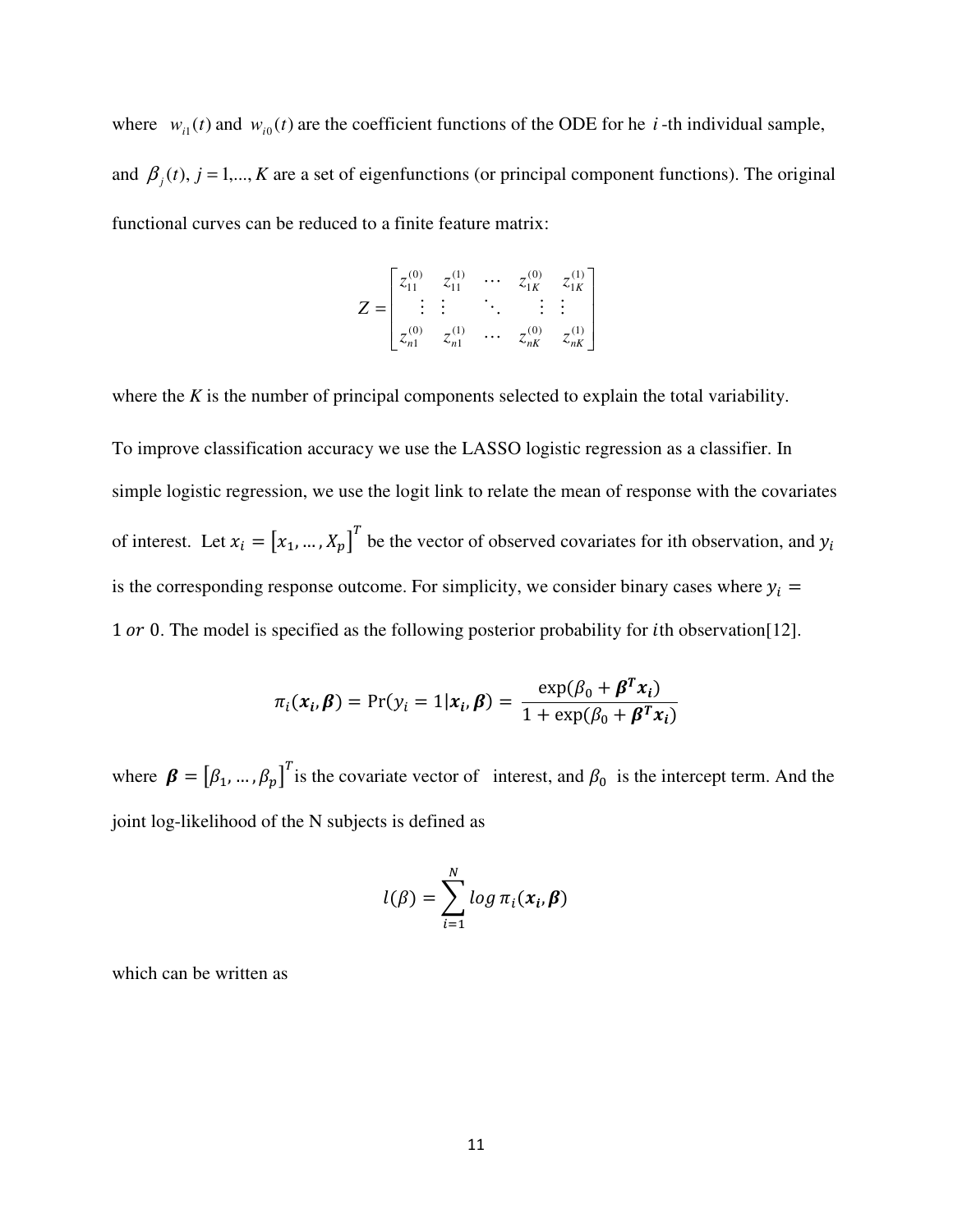where $w_{i1}(t)$ and $w_{i0}(t)$ are the coefficient functions of the ODE for he $i$-th individual sample, and $\beta_j(t),\ j = 1,...,K$ are a set of eigenfunctions (or principal component functions). The original functional curves can be reduced to a finite feature matrix:

$$Z = \begin{bmatrix} z_{11}^{(0)} & z_{11}^{(1)} & \cdots & z_{1K}^{(0)} & z_{1K}^{(1)} \\ \vdots & \vdots & \ddots & \vdots & \vdots \\ z_{n1}^{(0)} & z_{n1}^{(1)} & \cdots & z_{nK}^{(0)} & z_{nK}^{(1)} \end{bmatrix}$$

where the $K$ is the number of principal components selected to explain the total variability.

To improve classification accuracy we use the LASSO logistic regression as a classifier. In simple logistic regression, we use the logit link to relate the mean of response with the covariates of interest. Let $x_i = [x_1, \ldots, X_p]^T$ be the vector of observed covariates for ith observation, and $y_i$ is the corresponding response outcome. For simplicity, we consider binary cases where $y_i = 1\ or\ 0$. The model is specified as the following posterior probability for $i$th observation[12].

$$\pi_i(\boldsymbol{x_i}, \boldsymbol{\beta}) = \Pr(y_i = 1 | \boldsymbol{x_i}, \boldsymbol{\beta}) = \frac{\exp(\beta_0 + \boldsymbol{\beta^T x_i})}{1 + \exp(\beta_0 + \boldsymbol{\beta^T x_i})}$$

where $\boldsymbol{\beta} = [\beta_1, \ldots, \beta_p]^T$ is the covariate vector of interest, and $\beta_0$ is the intercept term. And the joint log-likelihood of the N subjects is defined as

$$l(\beta) = \sum_{i=1}^{N} log\, \pi_i(\boldsymbol{x_i}, \boldsymbol{\beta})$$

which can be written as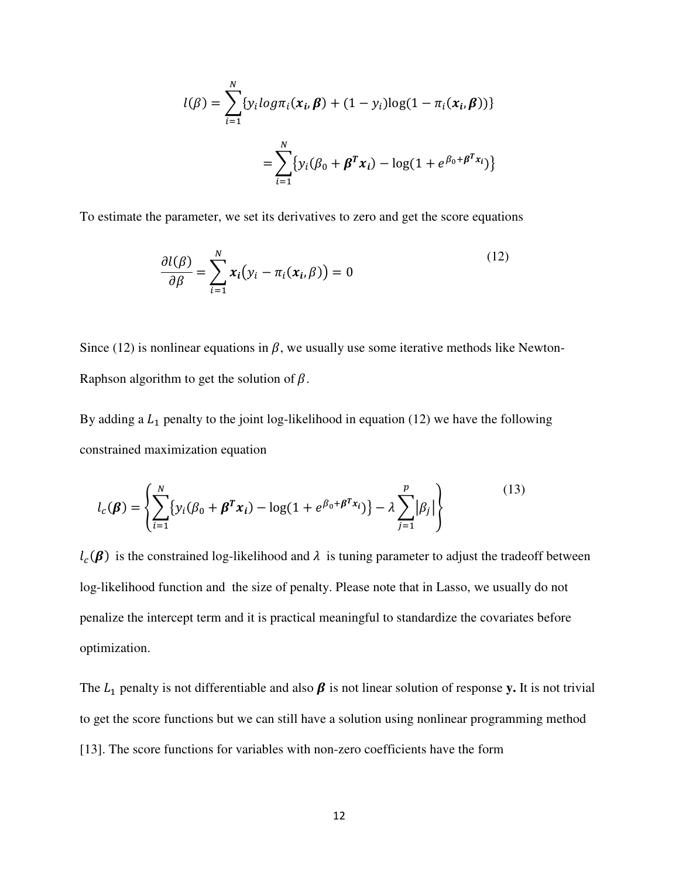$$l(\beta) = \sum_{i=1}^{N} \{y_i log\pi_i(\boldsymbol{x_i}, \boldsymbol{\beta}) + (1 - y_i)\log(1 - \pi_i(\boldsymbol{x_i}, \boldsymbol{\beta}))\}$$

$$= \sum_{i=1}^{N} \{y_i(\beta_0 + \boldsymbol{\beta^T x_i}) - \log(1 + e^{\beta_0 + \boldsymbol{\beta^T x_i}})\}$$

To estimate the parameter, we set its derivatives to zero and get the score equations

$$\frac{\partial l(\beta)}{\partial \beta} = \sum_{i=1}^{N} \boldsymbol{x_i}(y_i - \pi_i(\boldsymbol{x_i}, \beta)) = 0 \tag{12}$$

Since (12) is nonlinear equations in $\beta$, we usually use some iterative methods like Newton-Raphson algorithm to get the solution of $\beta$.

By adding a $L_1$ penalty to the joint log-likelihood in equation (12) we have the following constrained maximization equation

$$l_c(\boldsymbol{\beta}) = \left\{ \sum_{i=1}^{N} \{y_i(\beta_0 + \boldsymbol{\beta^T x_i}) - \log(1 + e^{\beta_0 + \boldsymbol{\beta^T x_i}})\} - \lambda \sum_{j=1}^{p} |\beta_j| \right\} \tag{13}$$

$l_c(\boldsymbol{\beta})$ is the constrained log-likelihood and $\lambda$ is tuning parameter to adjust the tradeoff between log-likelihood function and the size of penalty. Please note that in Lasso, we usually do not penalize the intercept term and it is practical meaningful to standardize the covariates before optimization.

The $L_1$ penalty is not differentiable and also $\boldsymbol{\beta}$ is not linear solution of response **y.** It is not trivial to get the score functions but we can still have a solution using nonlinear programming method [13]. The score functions for variables with non-zero coefficients have the form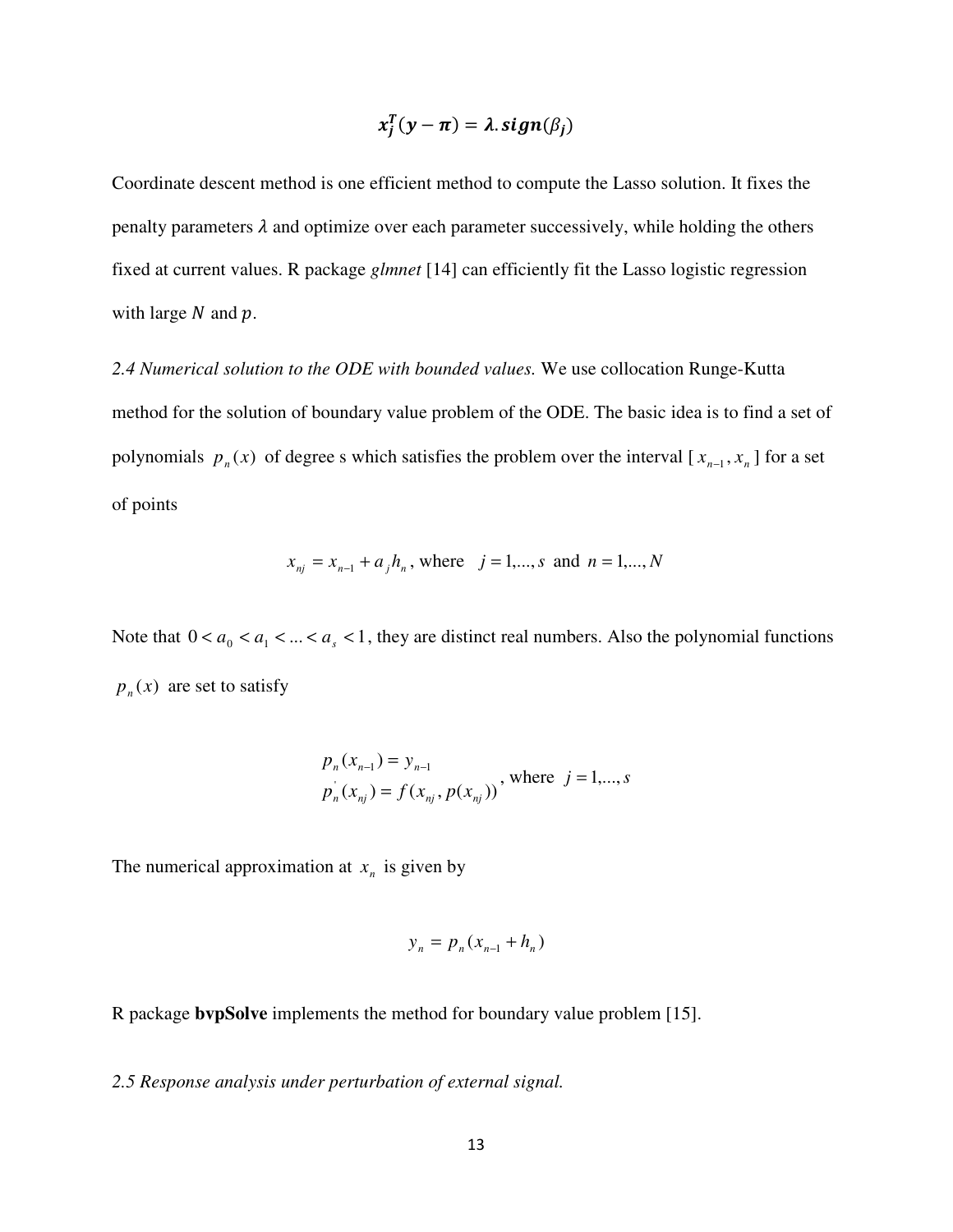$$\boldsymbol{x_j^T}(\boldsymbol{y} - \boldsymbol{\pi}) = \boldsymbol{\lambda}.\boldsymbol{sign}(\beta_j)$$

Coordinate descent method is one efficient method to compute the Lasso solution. It fixes the penalty parameters $\lambda$ and optimize over each parameter successively, while holding the others fixed at current values. R package *glmnet* [14] can efficiently fit the Lasso logistic regression with large $N$ and $p$.

*2.4 Numerical solution to the ODE with bounded values.* We use collocation Runge-Kutta method for the solution of boundary value problem of the ODE. The basic idea is to find a set of polynomials $p_n(x)$ of degree s which satisfies the problem over the interval $[x_{n-1}, x_n]$ for a set of points

$$x_{nj} = x_{n-1} + a_j h_n \text{, where } \quad j = 1,...,s \text{ and } n = 1,...,N$$

Note that $0 < a_0 < a_1 < ... < a_s < 1$, they are distinct real numbers. Also the polynomial functions $p_n(x)$ are set to satisfy

$$\begin{array}{l} p_n(x_{n-1}) = y_{n-1} \\ p_n^{'}(x_{nj}) = f(x_{nj}, p(x_{nj})) \end{array} \text{, where } \; j = 1,...,s$$

The numerical approximation at $x_n$ is given by

$$y_n = p_n(x_{n-1} + h_n)$$

R package **bvpSolve** implements the method for boundary value problem [15].

*2.5 Response analysis under perturbation of external signal.*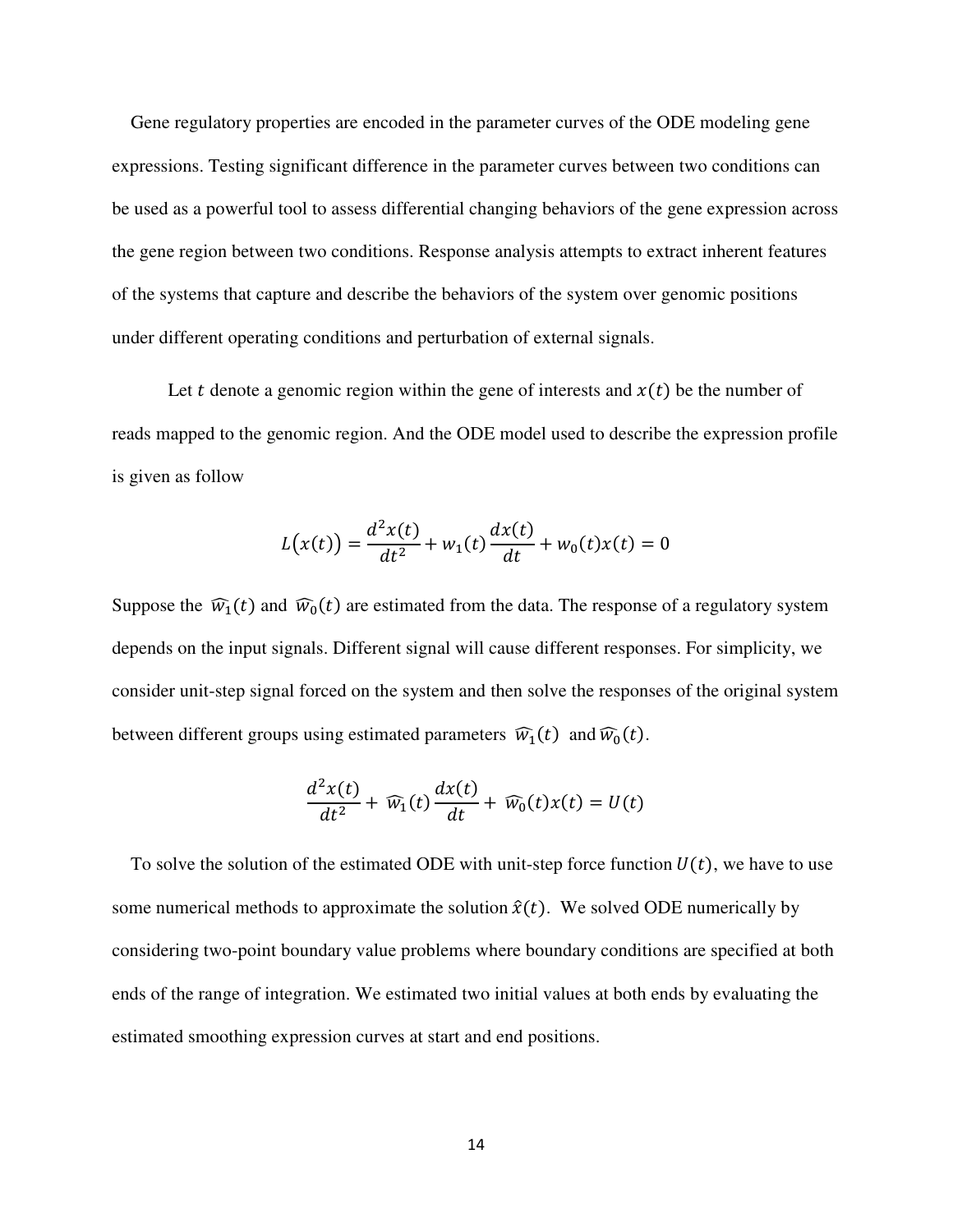Gene regulatory properties are encoded in the parameter curves of the ODE modeling gene expressions. Testing significant difference in the parameter curves between two conditions can be used as a powerful tool to assess differential changing behaviors of the gene expression across the gene region between two conditions. Response analysis attempts to extract inherent features of the systems that capture and describe the behaviors of the system over genomic positions under different operating conditions and perturbation of external signals.

Let $t$ denote a genomic region within the gene of interests and $x(t)$ be the number of reads mapped to the genomic region. And the ODE model used to describe the expression profile is given as follow

$$L\big(x(t)\big) = \frac{d^2x(t)}{dt^2} + w_1(t)\frac{dx(t)}{dt} + w_0(t)x(t) = 0$$

Suppose the $\widehat{w_1}(t)$ and $\widehat{w_0}(t)$ are estimated from the data. The response of a regulatory system depends on the input signals. Different signal will cause different responses. For simplicity, we consider unit-step signal forced on the system and then solve the responses of the original system between different groups using estimated parameters $\widehat{w_1}(t)$ and $\widehat{w_0}(t)$.

$$\frac{d^2x(t)}{dt^2} + \widehat{w_1}(t)\frac{dx(t)}{dt} + \widehat{w_0}(t)x(t) = U(t)$$

To solve the solution of the estimated ODE with unit-step force function $U(t)$, we have to use some numerical methods to approximate the solution $\hat{x}(t)$. We solved ODE numerically by considering two-point boundary value problems where boundary conditions are specified at both ends of the range of integration. We estimated two initial values at both ends by evaluating the estimated smoothing expression curves at start and end positions.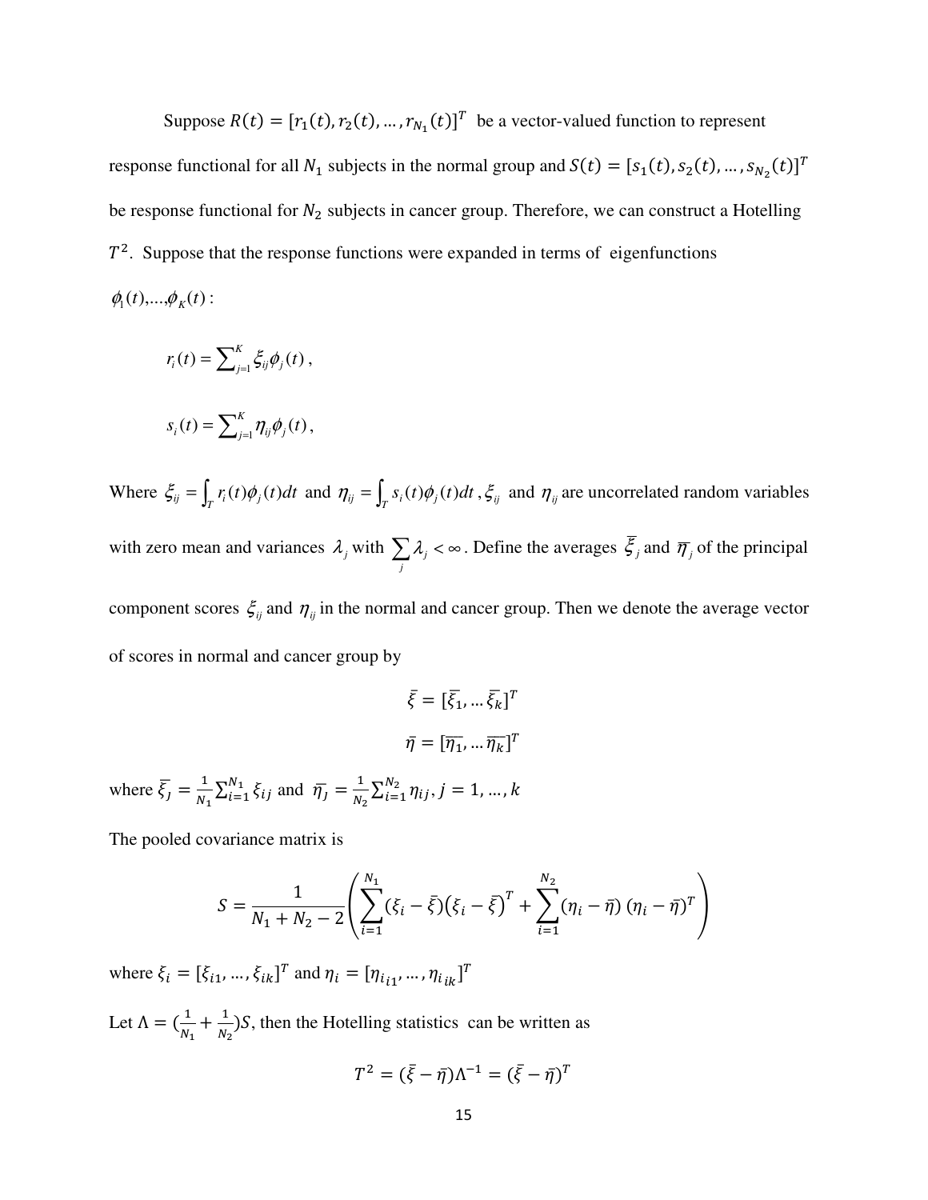Suppose $R(t) = [r_1(t), r_2(t), \ldots, r_{N_1}(t)]^T$ be a vector-valued function to represent response functional for all $N_1$ subjects in the normal group and $S(t) = [s_1(t), s_2(t), \ldots, s_{N_2}(t)]^T$ be response functional for $N_2$ subjects in cancer group. Therefore, we can construct a Hotelling $T^2$. Suppose that the response functions were expanded in terms of eigenfunctions $\phi_1(t),\ldots,\phi_K(t)$:

$$r_i(t) = \sum_{j=1}^{K} \xi_{ij}\phi_j(t),$$

$$s_i(t) = \sum_{j=1}^{K} \eta_{ij}\phi_j(t),$$

Where $\xi_{ij} = \int_T r_i(t)\phi_j(t)dt$ and $\eta_{ij} = \int_T s_i(t)\phi_j(t)dt$, $\xi_{ij}$ and $\eta_{ij}$ are uncorrelated random variables with zero mean and variances $\lambda_j$ with $\sum_j \lambda_j < \infty$. Define the averages $\bar{\xi}_j$ and $\bar{\eta}_j$ of the principal component scores $\xi_{ij}$ and $\eta_{ij}$ in the normal and cancer group. Then we denote the average vector of scores in normal and cancer group by

$$\bar{\xi} = [\bar{\xi}_1, \ldots \bar{\xi}_k]^T$$

$$\bar{\eta} = [\overline{\eta_1}, \ldots \overline{\eta_k}]^T$$

where $\bar{\xi}_j = \frac{1}{N_1}\sum_{i=1}^{N_1} \xi_{ij}$ and $\bar{\eta}_j = \frac{1}{N_2}\sum_{i=1}^{N_2} \eta_{ij}, j = 1, \ldots, k$

The pooled covariance matrix is

$$S = \frac{1}{N_1 + N_2 - 2}\left(\sum_{i=1}^{N_1}(\xi_i - \bar{\xi})(\xi_i - \bar{\xi})^T + \sum_{i=1}^{N_2}(\eta_i - \bar{\eta})(\eta_i - \bar{\eta})^T\right)$$

where $\xi_i = [\xi_{i1}, \ldots, \xi_{ik}]^T$ and $\eta_i = [\eta_{i_{i1}}, \ldots, \eta_{i_{ik}}]^T$

Let $\Lambda = (\frac{1}{N_1} + \frac{1}{N_2})S$, then the Hotelling statistics can be written as

$$T^2 = (\bar{\xi} - \bar{\eta})\Lambda^{-1} = (\bar{\xi} - \bar{\eta})^T$$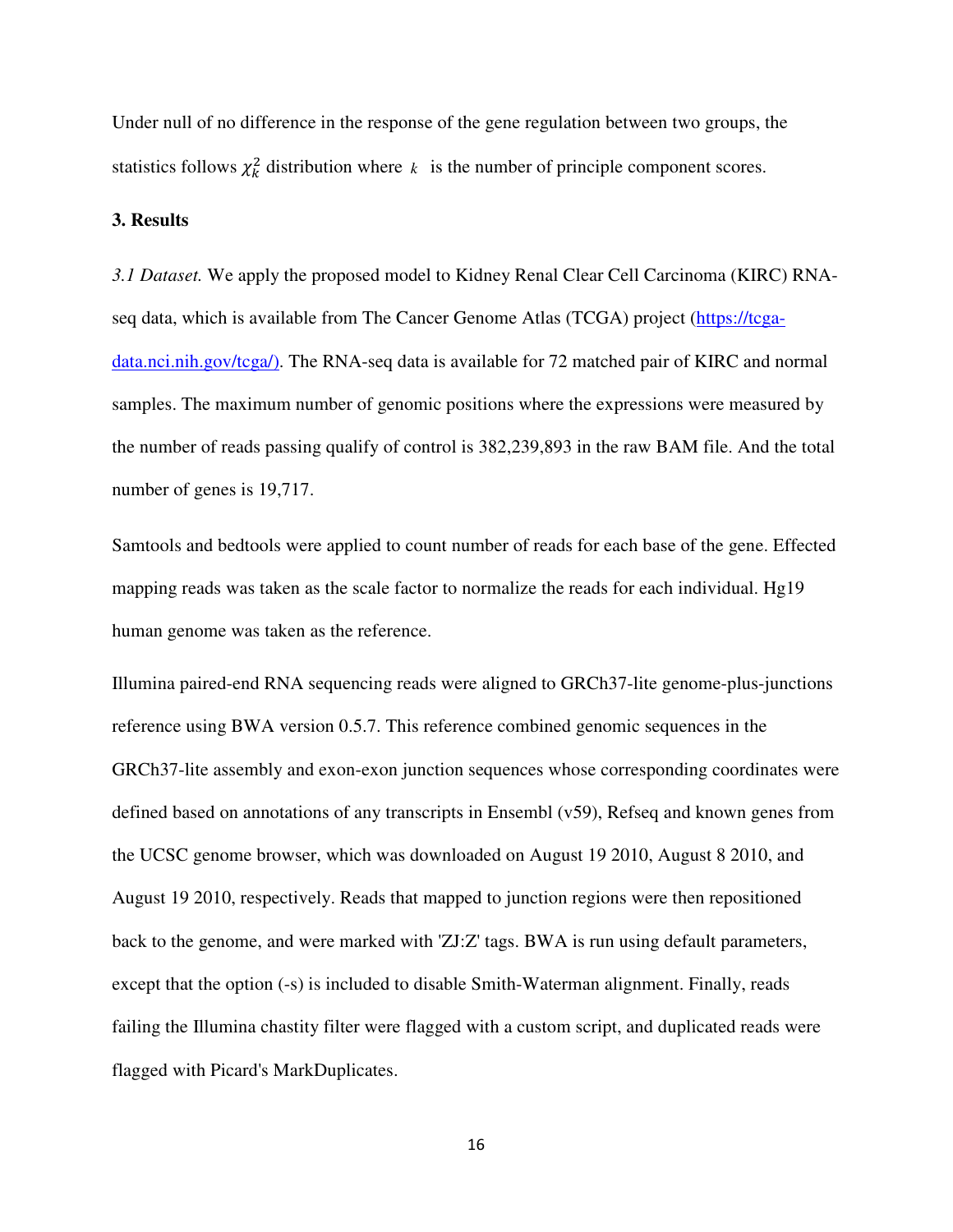Under null of no difference in the response of the gene regulation between two groups, the statistics follows $\chi_k^2$ distribution where $k$ is the number of principle component scores.

### 3. Results

*3.1 Dataset.* We apply the proposed model to Kidney Renal Clear Cell Carcinoma (KIRC) RNA-seq data, which is available from The Cancer Genome Atlas (TCGA) project (https://tcga-data.nci.nih.gov/tcga/). The RNA-seq data is available for 72 matched pair of KIRC and normal samples. The maximum number of genomic positions where the expressions were measured by the number of reads passing qualify of control is 382,239,893 in the raw BAM file. And the total number of genes is 19,717.

Samtools and bedtools were applied to count number of reads for each base of the gene. Effected mapping reads was taken as the scale factor to normalize the reads for each individual. Hg19 human genome was taken as the reference.

Illumina paired-end RNA sequencing reads were aligned to GRCh37-lite genome-plus-junctions reference using BWA version 0.5.7. This reference combined genomic sequences in the GRCh37-lite assembly and exon-exon junction sequences whose corresponding coordinates were defined based on annotations of any transcripts in Ensembl (v59), Refseq and known genes from the UCSC genome browser, which was downloaded on August 19 2010, August 8 2010, and August 19 2010, respectively. Reads that mapped to junction regions were then repositioned back to the genome, and were marked with 'ZJ:Z' tags. BWA is run using default parameters, except that the option (-s) is included to disable Smith-Waterman alignment. Finally, reads failing the Illumina chastity filter were flagged with a custom script, and duplicated reads were flagged with Picard's MarkDuplicates.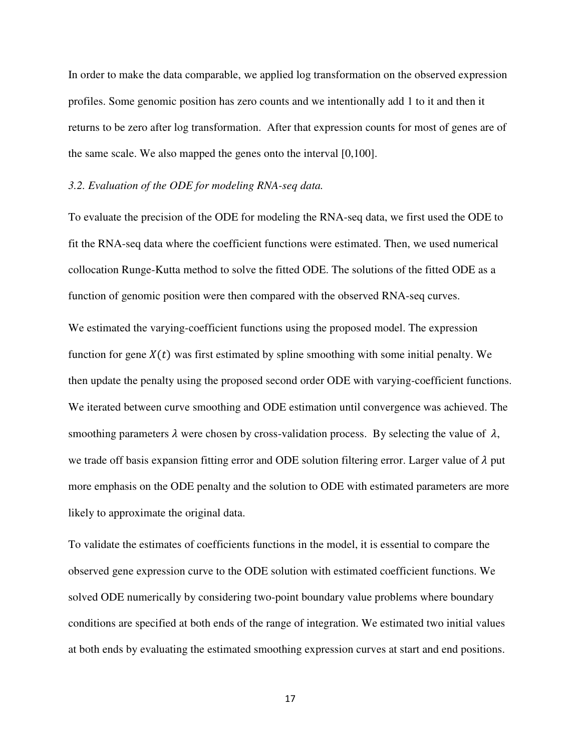In order to make the data comparable, we applied log transformation on the observed expression profiles. Some genomic position has zero counts and we intentionally add 1 to it and then it returns to be zero after log transformation. After that expression counts for most of genes are of the same scale. We also mapped the genes onto the interval [0,100].

### *3.2. Evaluation of the ODE for modeling RNA-seq data.*

To evaluate the precision of the ODE for modeling the RNA-seq data, we first used the ODE to fit the RNA-seq data where the coefficient functions were estimated. Then, we used numerical collocation Runge-Kutta method to solve the fitted ODE. The solutions of the fitted ODE as a function of genomic position were then compared with the observed RNA-seq curves.

We estimated the varying-coefficient functions using the proposed model. The expression function for gene $X(t)$ was first estimated by spline smoothing with some initial penalty. We then update the penalty using the proposed second order ODE with varying-coefficient functions. We iterated between curve smoothing and ODE estimation until convergence was achieved. The smoothing parameters $\lambda$ were chosen by cross-validation process. By selecting the value of $\lambda$, we trade off basis expansion fitting error and ODE solution filtering error. Larger value of $\lambda$ put more emphasis on the ODE penalty and the solution to ODE with estimated parameters are more likely to approximate the original data.

To validate the estimates of coefficients functions in the model, it is essential to compare the observed gene expression curve to the ODE solution with estimated coefficient functions. We solved ODE numerically by considering two-point boundary value problems where boundary conditions are specified at both ends of the range of integration. We estimated two initial values at both ends by evaluating the estimated smoothing expression curves at start and end positions.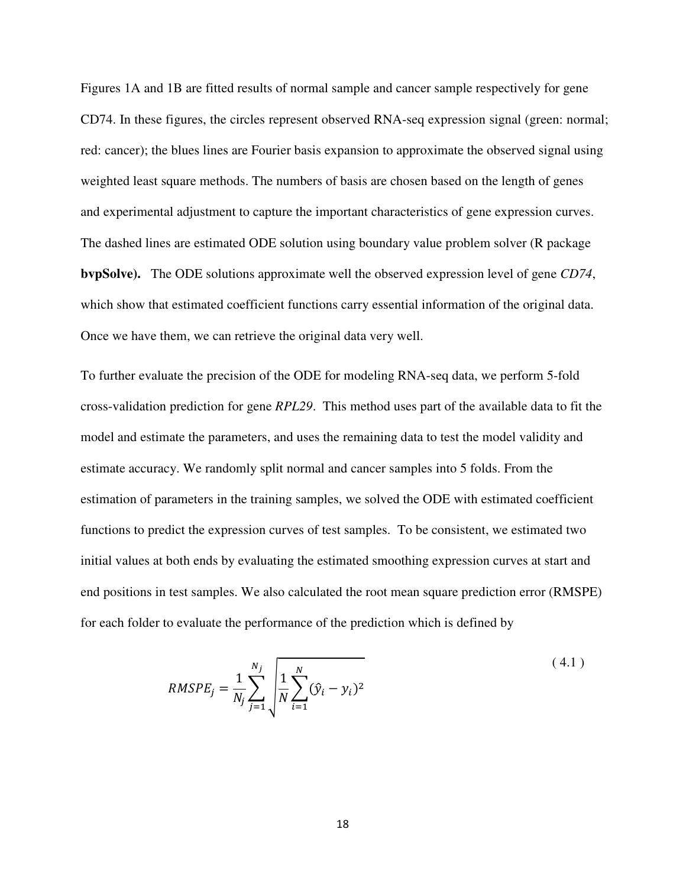Figures 1A and 1B are fitted results of normal sample and cancer sample respectively for gene CD74. In these figures, the circles represent observed RNA-seq expression signal (green: normal; red: cancer); the blues lines are Fourier basis expansion to approximate the observed signal using weighted least square methods. The numbers of basis are chosen based on the length of genes and experimental adjustment to capture the important characteristics of gene expression curves. The dashed lines are estimated ODE solution using boundary value problem solver (R package **bvpSolve).** The ODE solutions approximate well the observed expression level of gene *CD74*, which show that estimated coefficient functions carry essential information of the original data. Once we have them, we can retrieve the original data very well.

To further evaluate the precision of the ODE for modeling RNA-seq data, we perform 5-fold cross-validation prediction for gene *RPL29*. This method uses part of the available data to fit the model and estimate the parameters, and uses the remaining data to test the model validity and estimate accuracy. We randomly split normal and cancer samples into 5 folds. From the estimation of parameters in the training samples, we solved the ODE with estimated coefficient functions to predict the expression curves of test samples. To be consistent, we estimated two initial values at both ends by evaluating the estimated smoothing expression curves at start and end positions in test samples. We also calculated the root mean square prediction error (RMSPE) for each folder to evaluate the performance of the prediction which is defined by

$$RMSPE_j = \frac{1}{N_j}\sum_{j=1}^{N_j}\sqrt{\frac{1}{N}\sum_{i=1}^{N}(\hat{y}_i - y_i)^2} \tag{4.1}$$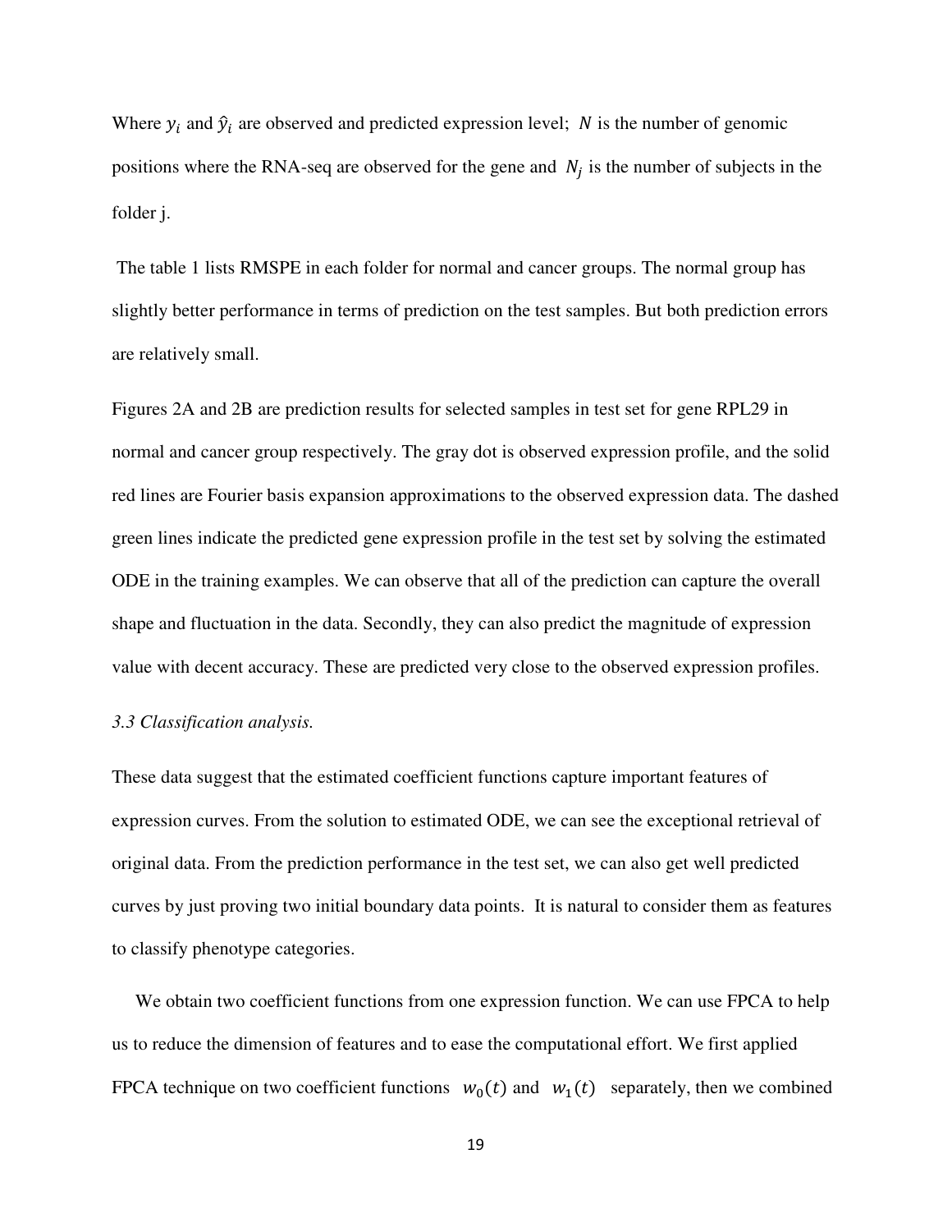Where $y_i$ and $\hat{y}_i$ are observed and predicted expression level; $N$ is the number of genomic positions where the RNA-seq are observed for the gene and $N_j$ is the number of subjects in the folder j.

The table 1 lists RMSPE in each folder for normal and cancer groups. The normal group has slightly better performance in terms of prediction on the test samples. But both prediction errors are relatively small.

Figures 2A and 2B are prediction results for selected samples in test set for gene RPL29 in normal and cancer group respectively. The gray dot is observed expression profile, and the solid red lines are Fourier basis expansion approximations to the observed expression data. The dashed green lines indicate the predicted gene expression profile in the test set by solving the estimated ODE in the training examples. We can observe that all of the prediction can capture the overall shape and fluctuation in the data. Secondly, they can also predict the magnitude of expression value with decent accuracy. These are predicted very close to the observed expression profiles.

### *3.3 Classification analysis.*

These data suggest that the estimated coefficient functions capture important features of expression curves. From the solution to estimated ODE, we can see the exceptional retrieval of original data. From the prediction performance in the test set, we can also get well predicted curves by just proving two initial boundary data points. It is natural to consider them as features to classify phenotype categories.

We obtain two coefficient functions from one expression function. We can use FPCA to help us to reduce the dimension of features and to ease the computational effort. We first applied FPCA technique on two coefficient functions $w_0(t)$ and $w_1(t)$ separately, then we combined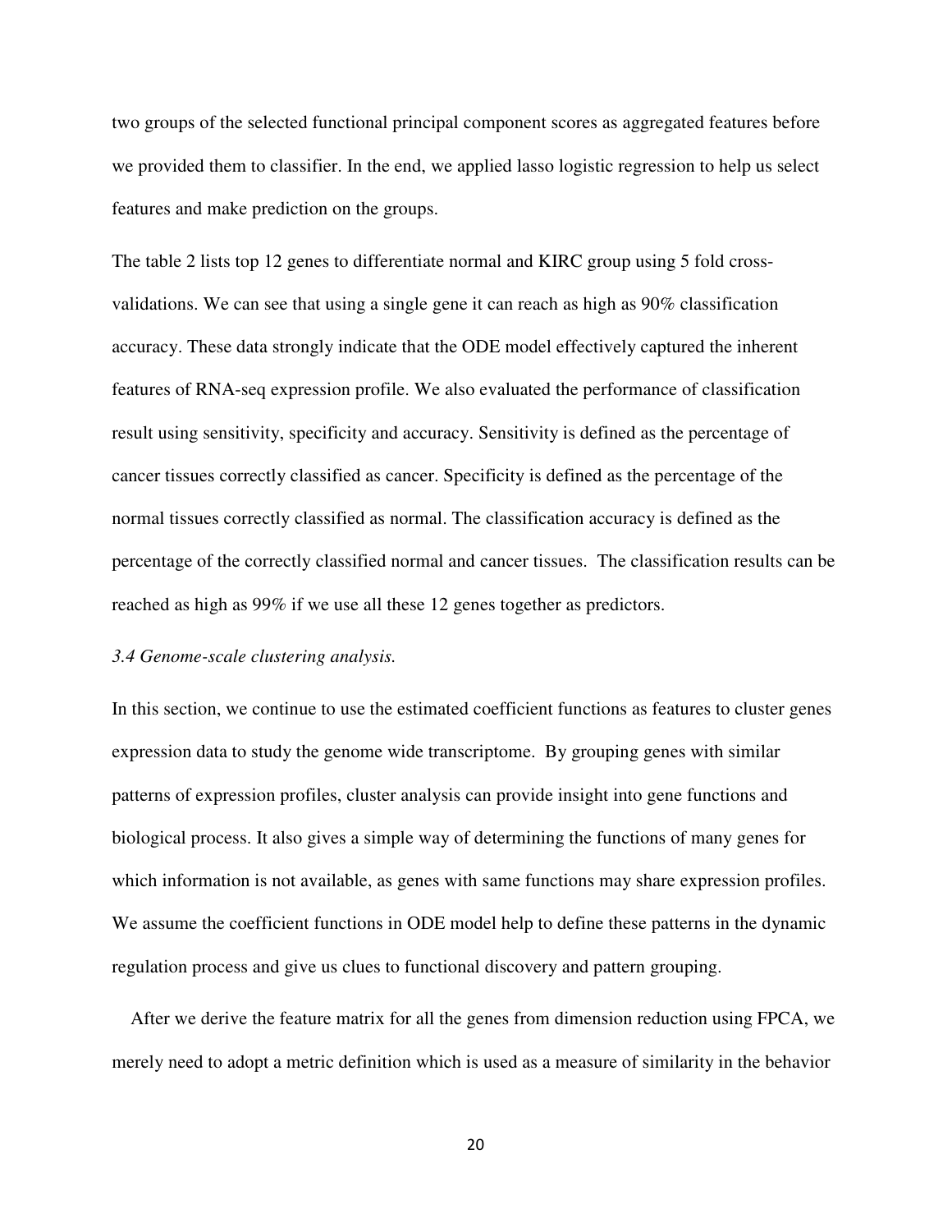two groups of the selected functional principal component scores as aggregated features before we provided them to classifier. In the end, we applied lasso logistic regression to help us select features and make prediction on the groups.

The table 2 lists top 12 genes to differentiate normal and KIRC group using 5 fold cross-validations. We can see that using a single gene it can reach as high as 90% classification accuracy. These data strongly indicate that the ODE model effectively captured the inherent features of RNA-seq expression profile. We also evaluated the performance of classification result using sensitivity, specificity and accuracy. Sensitivity is defined as the percentage of cancer tissues correctly classified as cancer. Specificity is defined as the percentage of the normal tissues correctly classified as normal. The classification accuracy is defined as the percentage of the correctly classified normal and cancer tissues. The classification results can be reached as high as 99% if we use all these 12 genes together as predictors.

### *3.4 Genome-scale clustering analysis.*

In this section, we continue to use the estimated coefficient functions as features to cluster genes expression data to study the genome wide transcriptome. By grouping genes with similar patterns of expression profiles, cluster analysis can provide insight into gene functions and biological process. It also gives a simple way of determining the functions of many genes for which information is not available, as genes with same functions may share expression profiles. We assume the coefficient functions in ODE model help to define these patterns in the dynamic regulation process and give us clues to functional discovery and pattern grouping.

After we derive the feature matrix for all the genes from dimension reduction using FPCA, we merely need to adopt a metric definition which is used as a measure of similarity in the behavior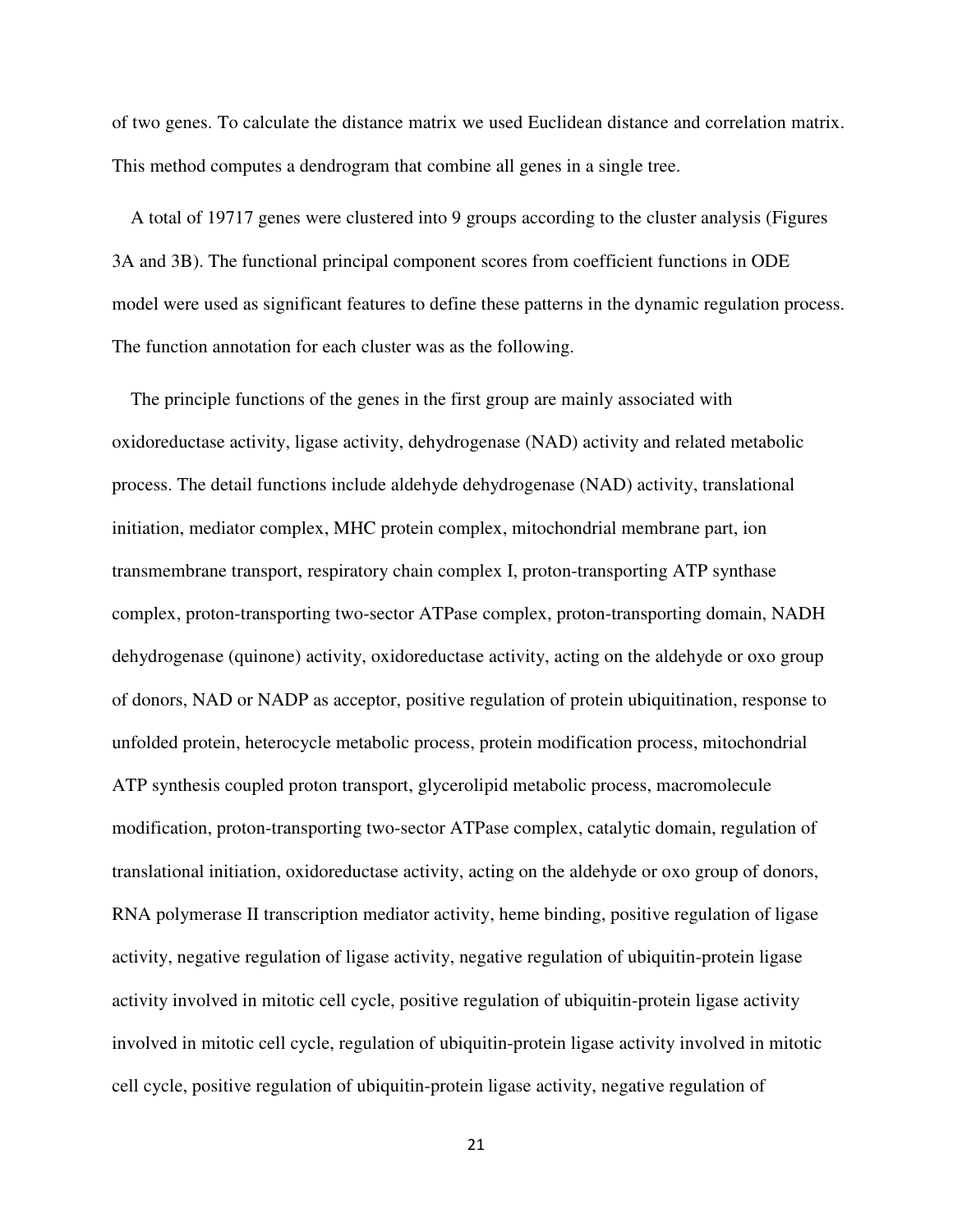of two genes. To calculate the distance matrix we used Euclidean distance and correlation matrix. This method computes a dendrogram that combine all genes in a single tree.

A total of 19717 genes were clustered into 9 groups according to the cluster analysis (Figures 3A and 3B). The functional principal component scores from coefficient functions in ODE model were used as significant features to define these patterns in the dynamic regulation process. The function annotation for each cluster was as the following.

The principle functions of the genes in the first group are mainly associated with oxidoreductase activity, ligase activity, dehydrogenase (NAD) activity and related metabolic process. The detail functions include aldehyde dehydrogenase (NAD) activity, translational initiation, mediator complex, MHC protein complex, mitochondrial membrane part, ion transmembrane transport, respiratory chain complex I, proton-transporting ATP synthase complex, proton-transporting two-sector ATPase complex, proton-transporting domain, NADH dehydrogenase (quinone) activity, oxidoreductase activity, acting on the aldehyde or oxo group of donors, NAD or NADP as acceptor, positive regulation of protein ubiquitination, response to unfolded protein, heterocycle metabolic process, protein modification process, mitochondrial ATP synthesis coupled proton transport, glycerolipid metabolic process, macromolecule modification, proton-transporting two-sector ATPase complex, catalytic domain, regulation of translational initiation, oxidoreductase activity, acting on the aldehyde or oxo group of donors, RNA polymerase II transcription mediator activity, heme binding, positive regulation of ligase activity, negative regulation of ligase activity, negative regulation of ubiquitin-protein ligase activity involved in mitotic cell cycle, positive regulation of ubiquitin-protein ligase activity involved in mitotic cell cycle, regulation of ubiquitin-protein ligase activity involved in mitotic cell cycle, positive regulation of ubiquitin-protein ligase activity, negative regulation of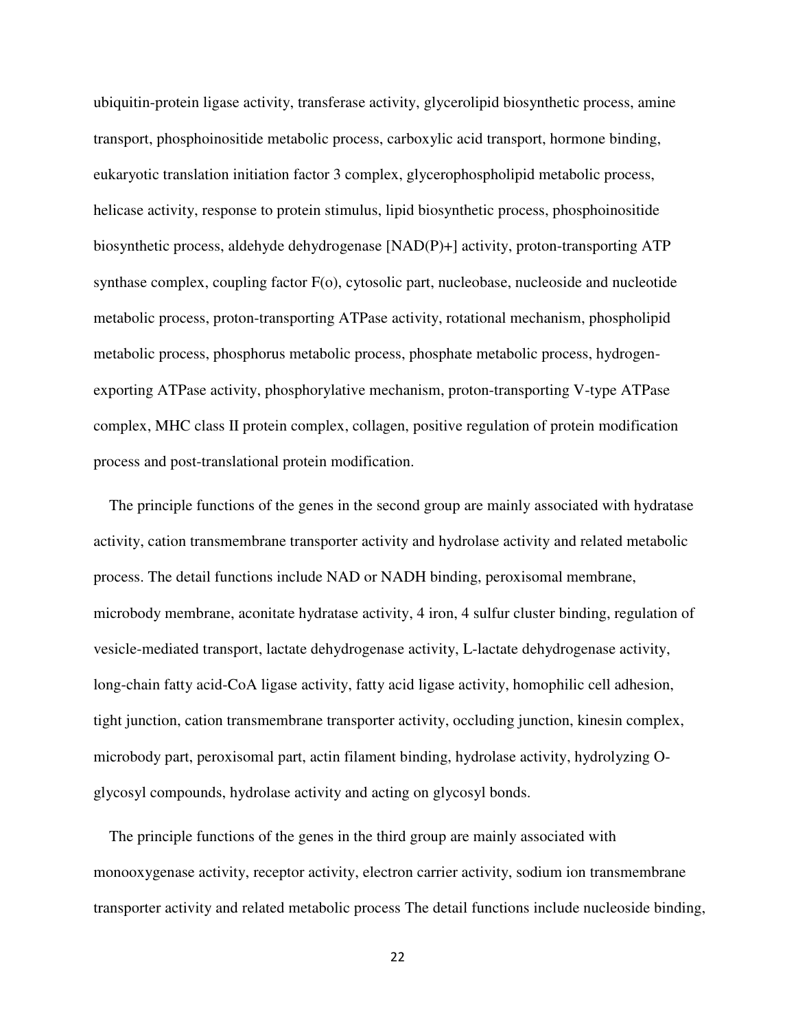ubiquitin-protein ligase activity, transferase activity, glycerolipid biosynthetic process, amine transport, phosphoinositide metabolic process, carboxylic acid transport, hormone binding, eukaryotic translation initiation factor 3 complex, glycerophospholipid metabolic process, helicase activity, response to protein stimulus, lipid biosynthetic process, phosphoinositide biosynthetic process, aldehyde dehydrogenase [NAD(P)+] activity, proton-transporting ATP synthase complex, coupling factor F(o), cytosolic part, nucleobase, nucleoside and nucleotide metabolic process, proton-transporting ATPase activity, rotational mechanism, phospholipid metabolic process, phosphorus metabolic process, phosphate metabolic process, hydrogen-exporting ATPase activity, phosphorylative mechanism, proton-transporting V-type ATPase complex, MHC class II protein complex, collagen, positive regulation of protein modification process and post-translational protein modification.

The principle functions of the genes in the second group are mainly associated with hydratase activity, cation transmembrane transporter activity and hydrolase activity and related metabolic process. The detail functions include NAD or NADH binding, peroxisomal membrane, microbody membrane, aconitate hydratase activity, 4 iron, 4 sulfur cluster binding, regulation of vesicle-mediated transport, lactate dehydrogenase activity, L-lactate dehydrogenase activity, long-chain fatty acid-CoA ligase activity, fatty acid ligase activity, homophilic cell adhesion, tight junction, cation transmembrane transporter activity, occluding junction, kinesin complex, microbody part, peroxisomal part, actin filament binding, hydrolase activity, hydrolyzing O-glycosyl compounds, hydrolase activity and acting on glycosyl bonds.

The principle functions of the genes in the third group are mainly associated with monooxygenase activity, receptor activity, electron carrier activity, sodium ion transmembrane transporter activity and related metabolic process The detail functions include nucleoside binding,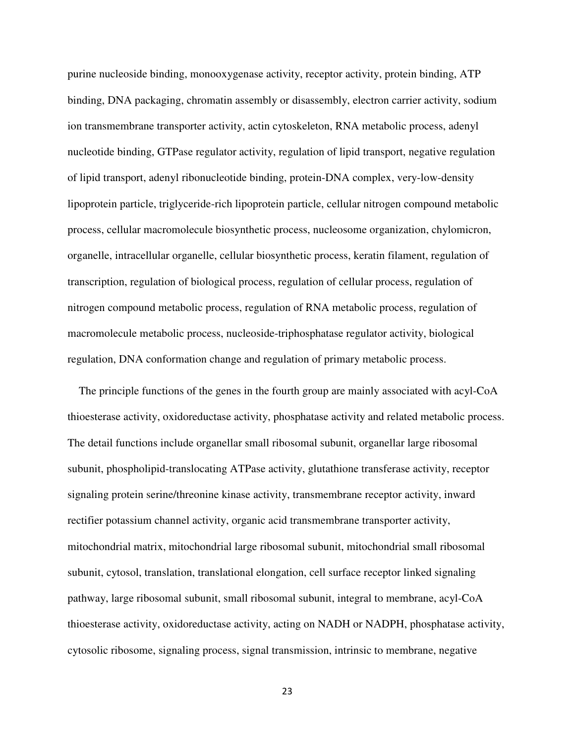purine nucleoside binding, monooxygenase activity, receptor activity, protein binding, ATP binding, DNA packaging, chromatin assembly or disassembly, electron carrier activity, sodium ion transmembrane transporter activity, actin cytoskeleton, RNA metabolic process, adenyl nucleotide binding, GTPase regulator activity, regulation of lipid transport, negative regulation of lipid transport, adenyl ribonucleotide binding, protein-DNA complex, very-low-density lipoprotein particle, triglyceride-rich lipoprotein particle, cellular nitrogen compound metabolic process, cellular macromolecule biosynthetic process, nucleosome organization, chylomicron, organelle, intracellular organelle, cellular biosynthetic process, keratin filament, regulation of transcription, regulation of biological process, regulation of cellular process, regulation of nitrogen compound metabolic process, regulation of RNA metabolic process, regulation of macromolecule metabolic process, nucleoside-triphosphatase regulator activity, biological regulation, DNA conformation change and regulation of primary metabolic process.

The principle functions of the genes in the fourth group are mainly associated with acyl-CoA thioesterase activity, oxidoreductase activity, phosphatase activity and related metabolic process. The detail functions include organellar small ribosomal subunit, organellar large ribosomal subunit, phospholipid-translocating ATPase activity, glutathione transferase activity, receptor signaling protein serine/threonine kinase activity, transmembrane receptor activity, inward rectifier potassium channel activity, organic acid transmembrane transporter activity, mitochondrial matrix, mitochondrial large ribosomal subunit, mitochondrial small ribosomal subunit, cytosol, translation, translational elongation, cell surface receptor linked signaling pathway, large ribosomal subunit, small ribosomal subunit, integral to membrane, acyl-CoA thioesterase activity, oxidoreductase activity, acting on NADH or NADPH, phosphatase activity, cytosolic ribosome, signaling process, signal transmission, intrinsic to membrane, negative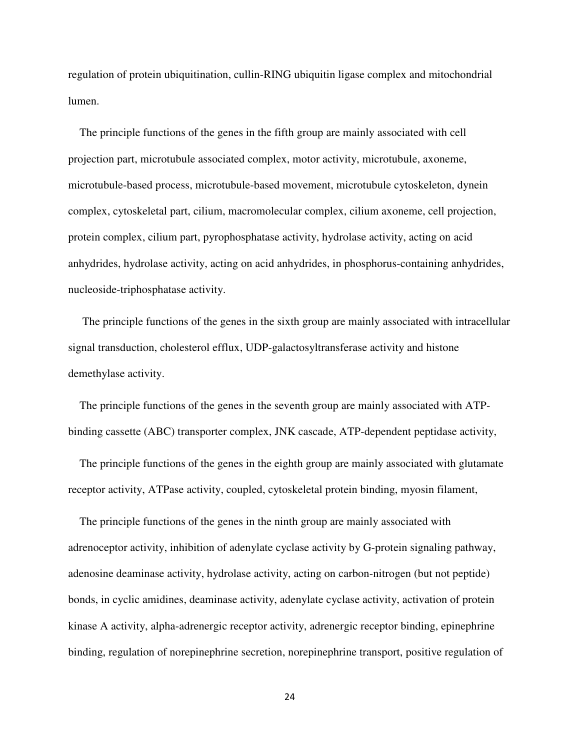regulation of protein ubiquitination, cullin-RING ubiquitin ligase complex and mitochondrial lumen.

The principle functions of the genes in the fifth group are mainly associated with cell projection part, microtubule associated complex, motor activity, microtubule, axoneme, microtubule-based process, microtubule-based movement, microtubule cytoskeleton, dynein complex, cytoskeletal part, cilium, macromolecular complex, cilium axoneme, cell projection, protein complex, cilium part, pyrophosphatase activity, hydrolase activity, acting on acid anhydrides, hydrolase activity, acting on acid anhydrides, in phosphorus-containing anhydrides, nucleoside-triphosphatase activity.

The principle functions of the genes in the sixth group are mainly associated with intracellular signal transduction, cholesterol efflux, UDP-galactosyltransferase activity and histone demethylase activity.

The principle functions of the genes in the seventh group are mainly associated with ATP-binding cassette (ABC) transporter complex, JNK cascade, ATP-dependent peptidase activity,

The principle functions of the genes in the eighth group are mainly associated with glutamate receptor activity, ATPase activity, coupled, cytoskeletal protein binding, myosin filament,

The principle functions of the genes in the ninth group are mainly associated with adrenoceptor activity, inhibition of adenylate cyclase activity by G-protein signaling pathway, adenosine deaminase activity, hydrolase activity, acting on carbon-nitrogen (but not peptide) bonds, in cyclic amidines, deaminase activity, adenylate cyclase activity, activation of protein kinase A activity, alpha-adrenergic receptor activity, adrenergic receptor binding, epinephrine binding, regulation of norepinephrine secretion, norepinephrine transport, positive regulation of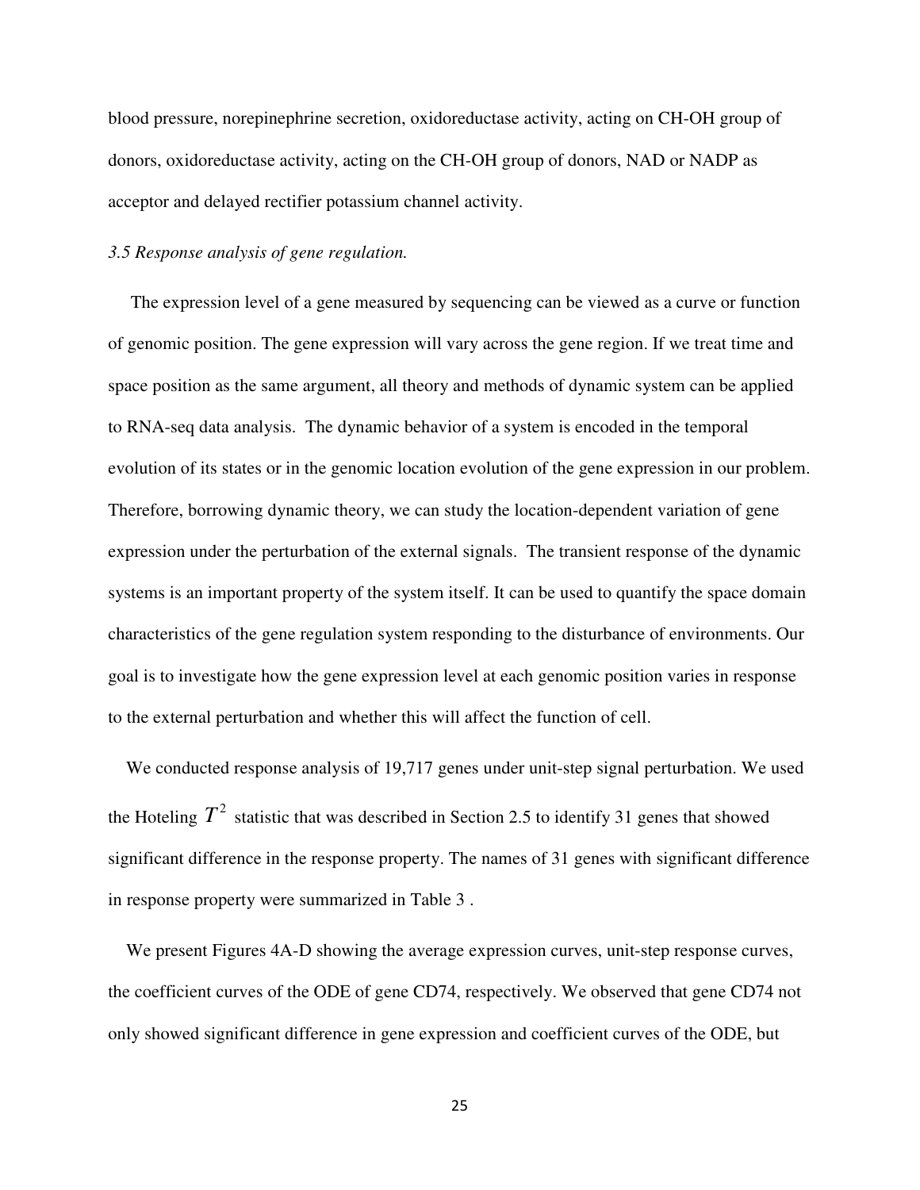blood pressure, norepinephrine secretion, oxidoreductase activity, acting on CH-OH group of donors, oxidoreductase activity, acting on the CH-OH group of donors, NAD or NADP as acceptor and delayed rectifier potassium channel activity.

### *3.5 Response analysis of gene regulation.*

The expression level of a gene measured by sequencing can be viewed as a curve or function of genomic position. The gene expression will vary across the gene region. If we treat time and space position as the same argument, all theory and methods of dynamic system can be applied to RNA-seq data analysis. The dynamic behavior of a system is encoded in the temporal evolution of its states or in the genomic location evolution of the gene expression in our problem. Therefore, borrowing dynamic theory, we can study the location-dependent variation of gene expression under the perturbation of the external signals. The transient response of the dynamic systems is an important property of the system itself. It can be used to quantify the space domain characteristics of the gene regulation system responding to the disturbance of environments. Our goal is to investigate how the gene expression level at each genomic position varies in response to the external perturbation and whether this will affect the function of cell.

We conducted response analysis of 19,717 genes under unit-step signal perturbation. We used the Hoteling $T^2$ statistic that was described in Section 2.5 to identify 31 genes that showed significant difference in the response property. The names of 31 genes with significant difference in response property were summarized in Table 3 .

We present Figures 4A-D showing the average expression curves, unit-step response curves, the coefficient curves of the ODE of gene CD74, respectively. We observed that gene CD74 not only showed significant difference in gene expression and coefficient curves of the ODE, but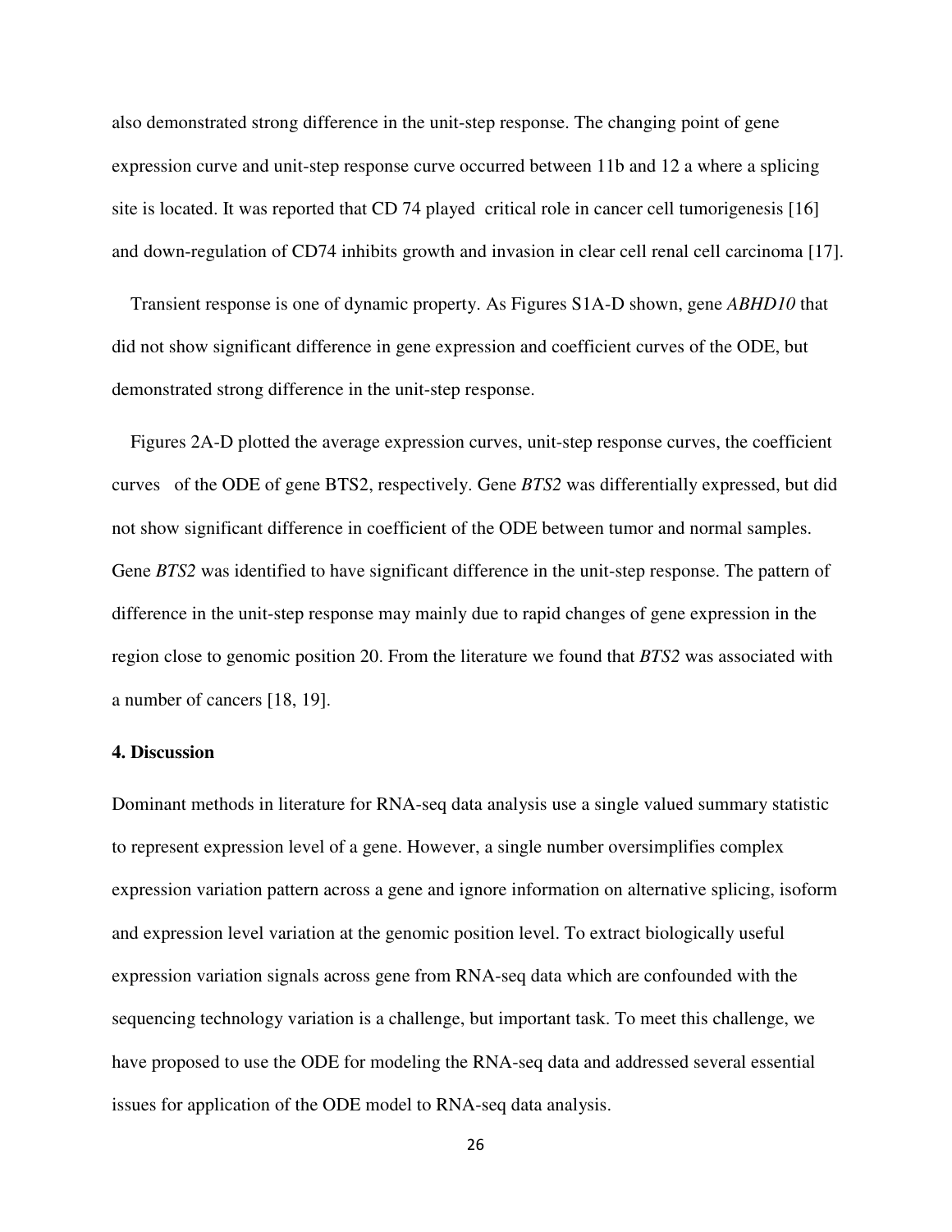also demonstrated strong difference in the unit-step response. The changing point of gene expression curve and unit-step response curve occurred between 11b and 12 a where a splicing site is located. It was reported that CD 74 played critical role in cancer cell tumorigenesis [16] and down-regulation of CD74 inhibits growth and invasion in clear cell renal cell carcinoma [17].

Transient response is one of dynamic property. As Figures S1A-D shown, gene *ABHD10* that did not show significant difference in gene expression and coefficient curves of the ODE, but demonstrated strong difference in the unit-step response.

Figures 2A-D plotted the average expression curves, unit-step response curves, the coefficient curves of the ODE of gene BTS2, respectively. Gene *BTS2* was differentially expressed, but did not show significant difference in coefficient of the ODE between tumor and normal samples. Gene *BTS2* was identified to have significant difference in the unit-step response. The pattern of difference in the unit-step response may mainly due to rapid changes of gene expression in the region close to genomic position 20. From the literature we found that *BTS2* was associated with a number of cancers [18, 19].

## 4. Discussion

Dominant methods in literature for RNA-seq data analysis use a single valued summary statistic to represent expression level of a gene. However, a single number oversimplifies complex expression variation pattern across a gene and ignore information on alternative splicing, isoform and expression level variation at the genomic position level. To extract biologically useful expression variation signals across gene from RNA-seq data which are confounded with the sequencing technology variation is a challenge, but important task. To meet this challenge, we have proposed to use the ODE for modeling the RNA-seq data and addressed several essential issues for application of the ODE model to RNA-seq data analysis.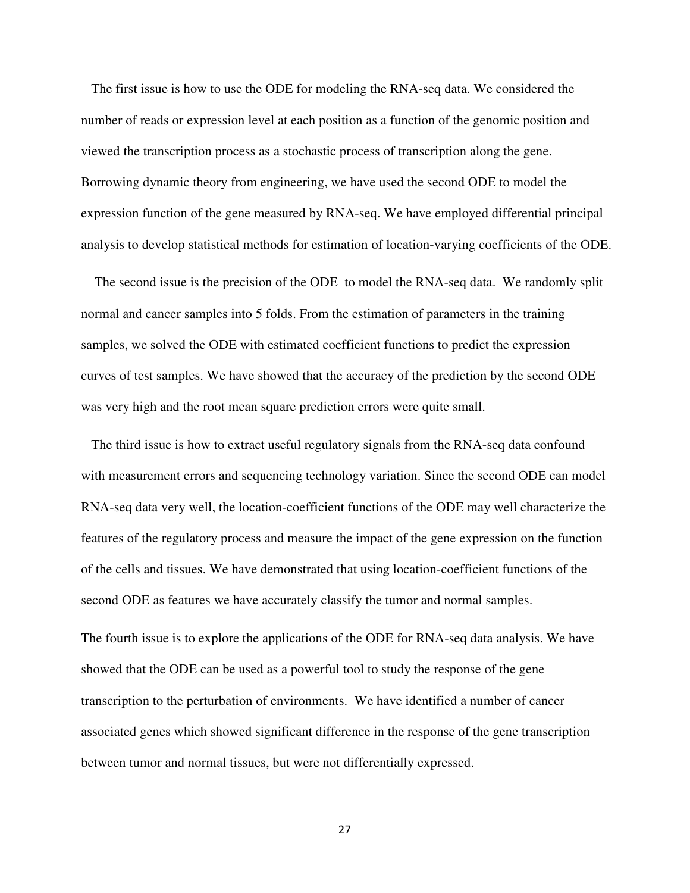The first issue is how to use the ODE for modeling the RNA-seq data. We considered the number of reads or expression level at each position as a function of the genomic position and viewed the transcription process as a stochastic process of transcription along the gene. Borrowing dynamic theory from engineering, we have used the second ODE to model the expression function of the gene measured by RNA-seq. We have employed differential principal analysis to develop statistical methods for estimation of location-varying coefficients of the ODE.

The second issue is the precision of the ODE to model the RNA-seq data. We randomly split normal and cancer samples into 5 folds. From the estimation of parameters in the training samples, we solved the ODE with estimated coefficient functions to predict the expression curves of test samples. We have showed that the accuracy of the prediction by the second ODE was very high and the root mean square prediction errors were quite small.

The third issue is how to extract useful regulatory signals from the RNA-seq data confound with measurement errors and sequencing technology variation. Since the second ODE can model RNA-seq data very well, the location-coefficient functions of the ODE may well characterize the features of the regulatory process and measure the impact of the gene expression on the function of the cells and tissues. We have demonstrated that using location-coefficient functions of the second ODE as features we have accurately classify the tumor and normal samples.

The fourth issue is to explore the applications of the ODE for RNA-seq data analysis. We have showed that the ODE can be used as a powerful tool to study the response of the gene transcription to the perturbation of environments. We have identified a number of cancer associated genes which showed significant difference in the response of the gene transcription between tumor and normal tissues, but were not differentially expressed.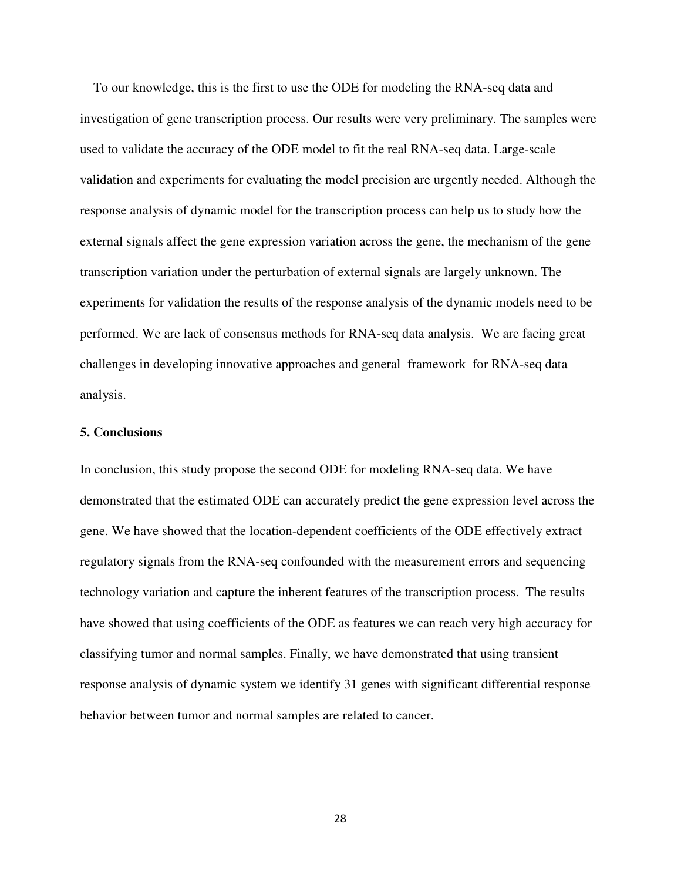To our knowledge, this is the first to use the ODE for modeling the RNA-seq data and investigation of gene transcription process. Our results were very preliminary. The samples were used to validate the accuracy of the ODE model to fit the real RNA-seq data. Large-scale validation and experiments for evaluating the model precision are urgently needed. Although the response analysis of dynamic model for the transcription process can help us to study how the external signals affect the gene expression variation across the gene, the mechanism of the gene transcription variation under the perturbation of external signals are largely unknown. The experiments for validation the results of the response analysis of the dynamic models need to be performed. We are lack of consensus methods for RNA-seq data analysis. We are facing great challenges in developing innovative approaches and general framework for RNA-seq data analysis.

## 5. Conclusions

In conclusion, this study propose the second ODE for modeling RNA-seq data. We have demonstrated that the estimated ODE can accurately predict the gene expression level across the gene. We have showed that the location-dependent coefficients of the ODE effectively extract regulatory signals from the RNA-seq confounded with the measurement errors and sequencing technology variation and capture the inherent features of the transcription process. The results have showed that using coefficients of the ODE as features we can reach very high accuracy for classifying tumor and normal samples. Finally, we have demonstrated that using transient response analysis of dynamic system we identify 31 genes with significant differential response behavior between tumor and normal samples are related to cancer.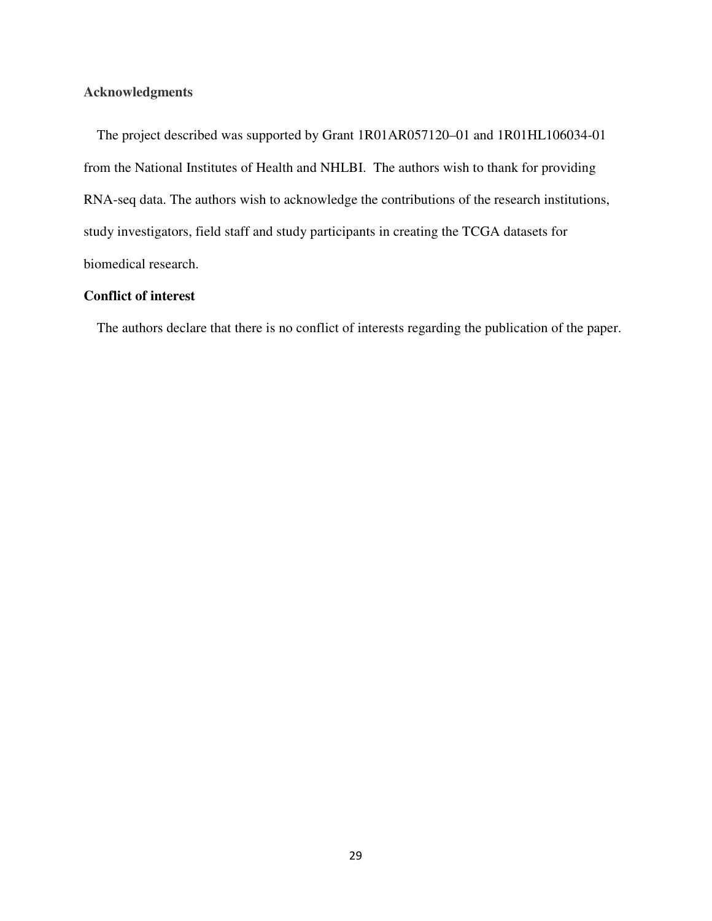**Acknowledgments**

The project described was supported by Grant 1R01AR057120–01 and 1R01HL106034-01 from the National Institutes of Health and NHLBI. The authors wish to thank for providing RNA-seq data. The authors wish to acknowledge the contributions of the research institutions, study investigators, field staff and study participants in creating the TCGA datasets for biomedical research.

**Conflict of interest**

The authors declare that there is no conflict of interests regarding the publication of the paper.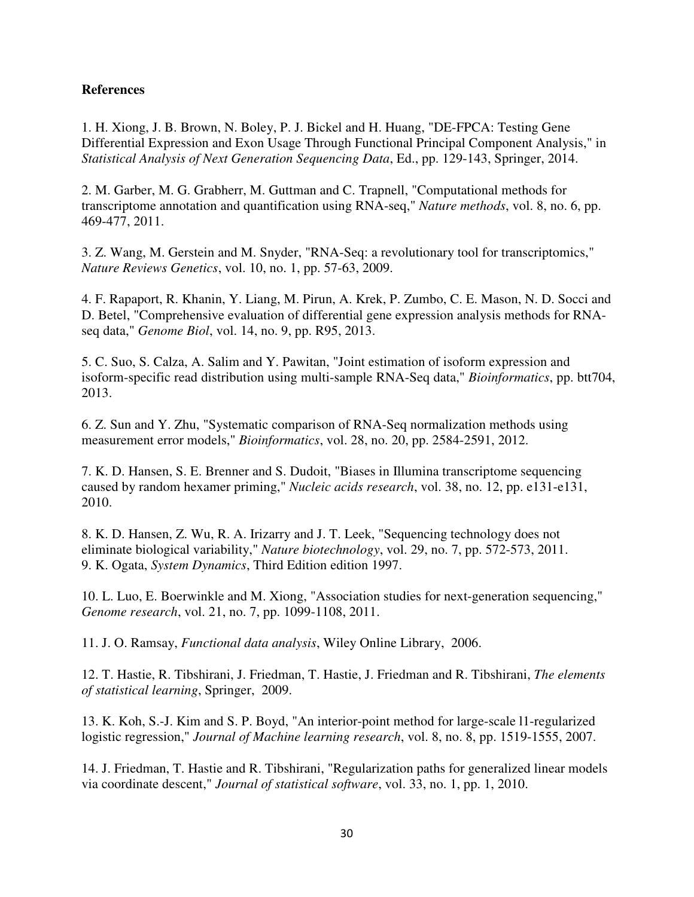**References**

1. H. Xiong, J. B. Brown, N. Boley, P. J. Bickel and H. Huang, "DE-FPCA: Testing Gene Differential Expression and Exon Usage Through Functional Principal Component Analysis," in *Statistical Analysis of Next Generation Sequencing Data*, Ed., pp. 129-143, Springer, 2014.

2. M. Garber, M. G. Grabherr, M. Guttman and C. Trapnell, "Computational methods for transcriptome annotation and quantification using RNA-seq," *Nature methods*, vol. 8, no. 6, pp. 469-477, 2011.

3. Z. Wang, M. Gerstein and M. Snyder, "RNA-Seq: a revolutionary tool for transcriptomics," *Nature Reviews Genetics*, vol. 10, no. 1, pp. 57-63, 2009.

4. F. Rapaport, R. Khanin, Y. Liang, M. Pirun, A. Krek, P. Zumbo, C. E. Mason, N. D. Socci and D. Betel, "Comprehensive evaluation of differential gene expression analysis methods for RNA-seq data," *Genome Biol*, vol. 14, no. 9, pp. R95, 2013.

5. C. Suo, S. Calza, A. Salim and Y. Pawitan, "Joint estimation of isoform expression and isoform-specific read distribution using multi-sample RNA-Seq data," *Bioinformatics*, pp. btt704, 2013.

6. Z. Sun and Y. Zhu, "Systematic comparison of RNA-Seq normalization methods using measurement error models," *Bioinformatics*, vol. 28, no. 20, pp. 2584-2591, 2012.

7. K. D. Hansen, S. E. Brenner and S. Dudoit, "Biases in Illumina transcriptome sequencing caused by random hexamer priming," *Nucleic acids research*, vol. 38, no. 12, pp. e131-e131, 2010.

8. K. D. Hansen, Z. Wu, R. A. Irizarry and J. T. Leek, "Sequencing technology does not eliminate biological variability," *Nature biotechnology*, vol. 29, no. 7, pp. 572-573, 2011.

9. K. Ogata, *System Dynamics*, Third Edition edition 1997.

10. L. Luo, E. Boerwinkle and M. Xiong, "Association studies for next-generation sequencing," *Genome research*, vol. 21, no. 7, pp. 1099-1108, 2011.

11. J. O. Ramsay, *Functional data analysis*, Wiley Online Library, 2006.

12. T. Hastie, R. Tibshirani, J. Friedman, T. Hastie, J. Friedman and R. Tibshirani, *The elements of statistical learning*, Springer, 2009.

13. K. Koh, S.-J. Kim and S. P. Boyd, "An interior-point method for large-scale l1-regularized logistic regression," *Journal of Machine learning research*, vol. 8, no. 8, pp. 1519-1555, 2007.

14. J. Friedman, T. Hastie and R. Tibshirani, "Regularization paths for generalized linear models via coordinate descent," *Journal of statistical software*, vol. 33, no. 1, pp. 1, 2010.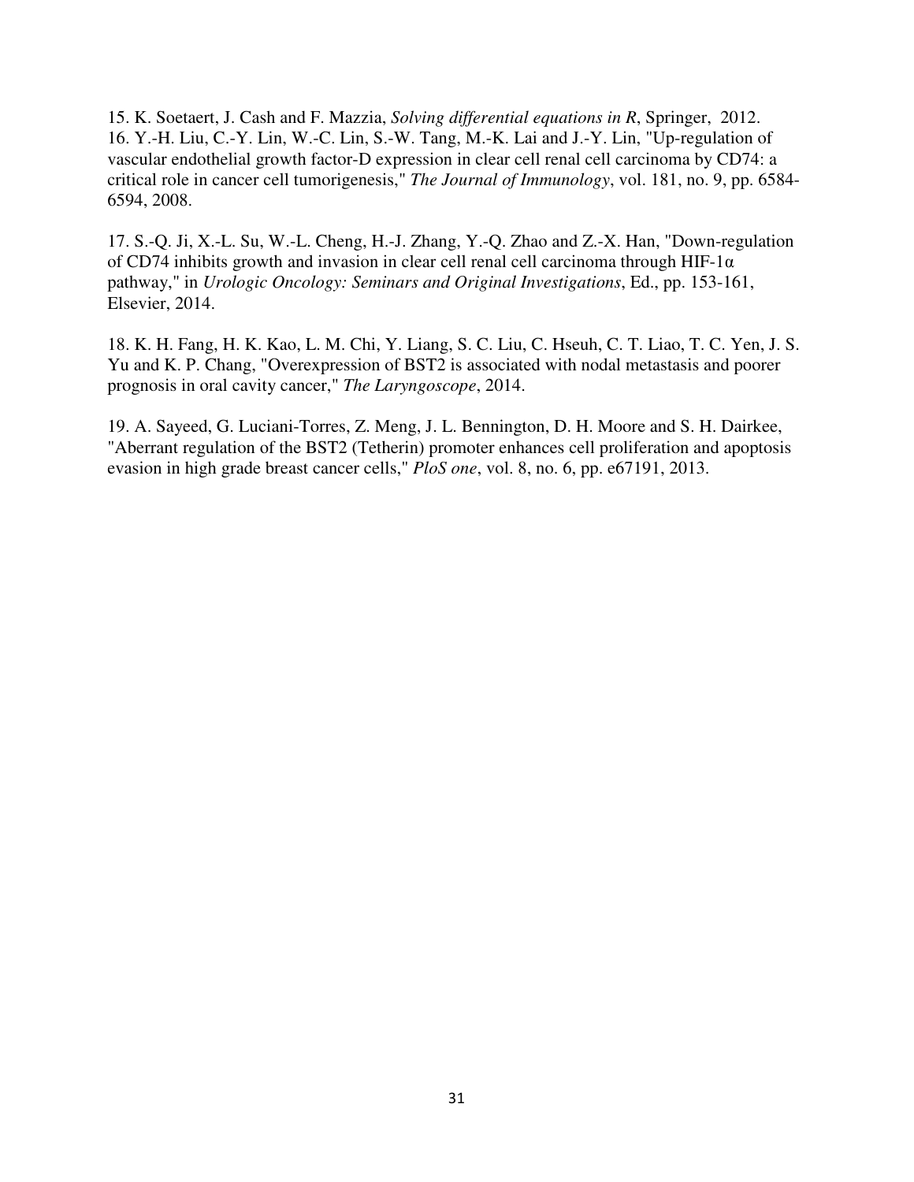15. K. Soetaert, J. Cash and F. Mazzia, *Solving differential equations in R*, Springer, 2012.

16. Y.-H. Liu, C.-Y. Lin, W.-C. Lin, S.-W. Tang, M.-K. Lai and J.-Y. Lin, "Up-regulation of vascular endothelial growth factor-D expression in clear cell renal cell carcinoma by CD74: a critical role in cancer cell tumorigenesis," *The Journal of Immunology*, vol. 181, no. 9, pp. 6584-6594, 2008.

17. S.-Q. Ji, X.-L. Su, W.-L. Cheng, H.-J. Zhang, Y.-Q. Zhao and Z.-X. Han, "Down-regulation of CD74 inhibits growth and invasion in clear cell renal cell carcinoma through HIF-1α pathway," in *Urologic Oncology: Seminars and Original Investigations*, Ed., pp. 153-161, Elsevier, 2014.

18. K. H. Fang, H. K. Kao, L. M. Chi, Y. Liang, S. C. Liu, C. Hseuh, C. T. Liao, T. C. Yen, J. S. Yu and K. P. Chang, "Overexpression of BST2 is associated with nodal metastasis and poorer prognosis in oral cavity cancer," *The Laryngoscope*, 2014.

19. A. Sayeed, G. Luciani-Torres, Z. Meng, J. L. Bennington, D. H. Moore and S. H. Dairkee, "Aberrant regulation of the BST2 (Tetherin) promoter enhances cell proliferation and apoptosis evasion in high grade breast cancer cells," *PloS one*, vol. 8, no. 6, pp. e67191, 2013.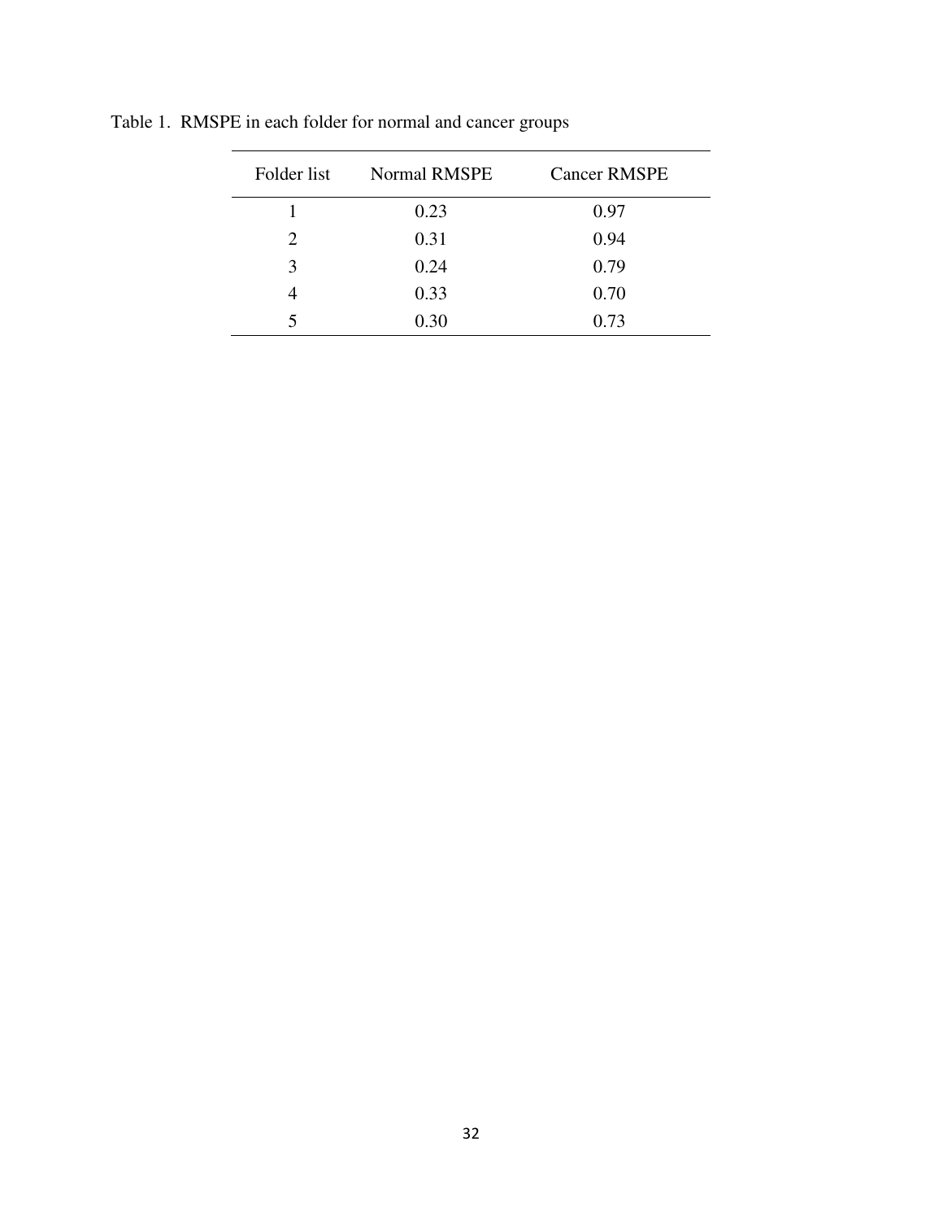Table 1. RMSPE in each folder for normal and cancer groups

| Folder list | Normal RMSPE | Cancer RMSPE |
| --- | --- | --- |
| 1 | 0.23 | 0.97 |
| 2 | 0.31 | 0.94 |
| 3 | 0.24 | 0.79 |
| 4 | 0.33 | 0.70 |
| 5 | 0.30 | 0.73 |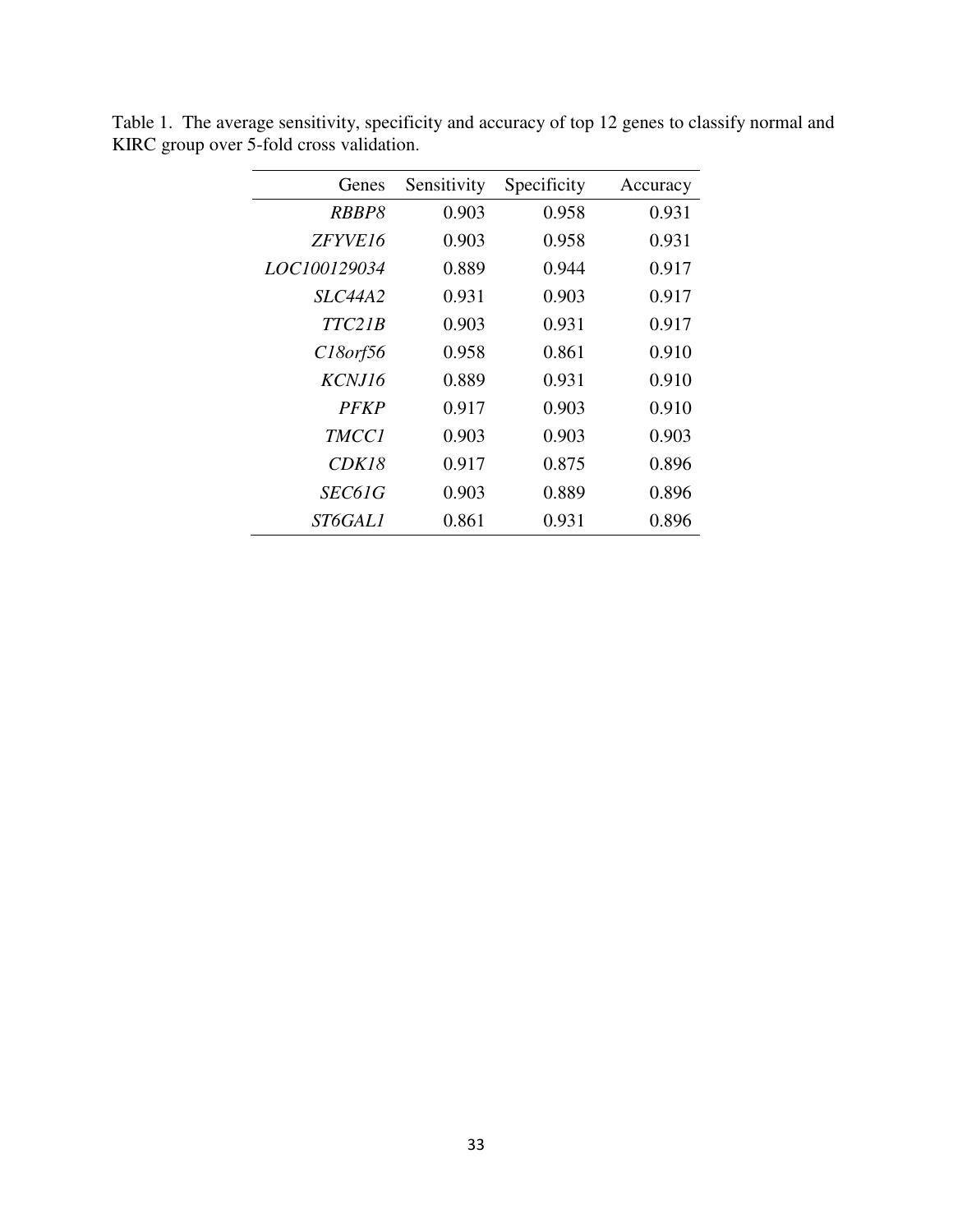Table 1. The average sensitivity, specificity and accuracy of top 12 genes to classify normal and KIRC group over 5-fold cross validation.

| Genes | Sensitivity | Specificity | Accuracy |
|---|---|---|---|
| *RBBP8* | 0.903 | 0.958 | 0.931 |
| *ZFYVE16* | 0.903 | 0.958 | 0.931 |
| *LOC100129034* | 0.889 | 0.944 | 0.917 |
| *SLC44A2* | 0.931 | 0.903 | 0.917 |
| *TTC21B* | 0.903 | 0.931 | 0.917 |
| *C18orf56* | 0.958 | 0.861 | 0.910 |
| *KCNJ16* | 0.889 | 0.931 | 0.910 |
| *PFKP* | 0.917 | 0.903 | 0.910 |
| *TMCC1* | 0.903 | 0.903 | 0.903 |
| *CDK18* | 0.917 | 0.875 | 0.896 |
| *SEC61G* | 0.903 | 0.889 | 0.896 |
| *ST6GAL1* | 0.861 | 0.931 | 0.896 |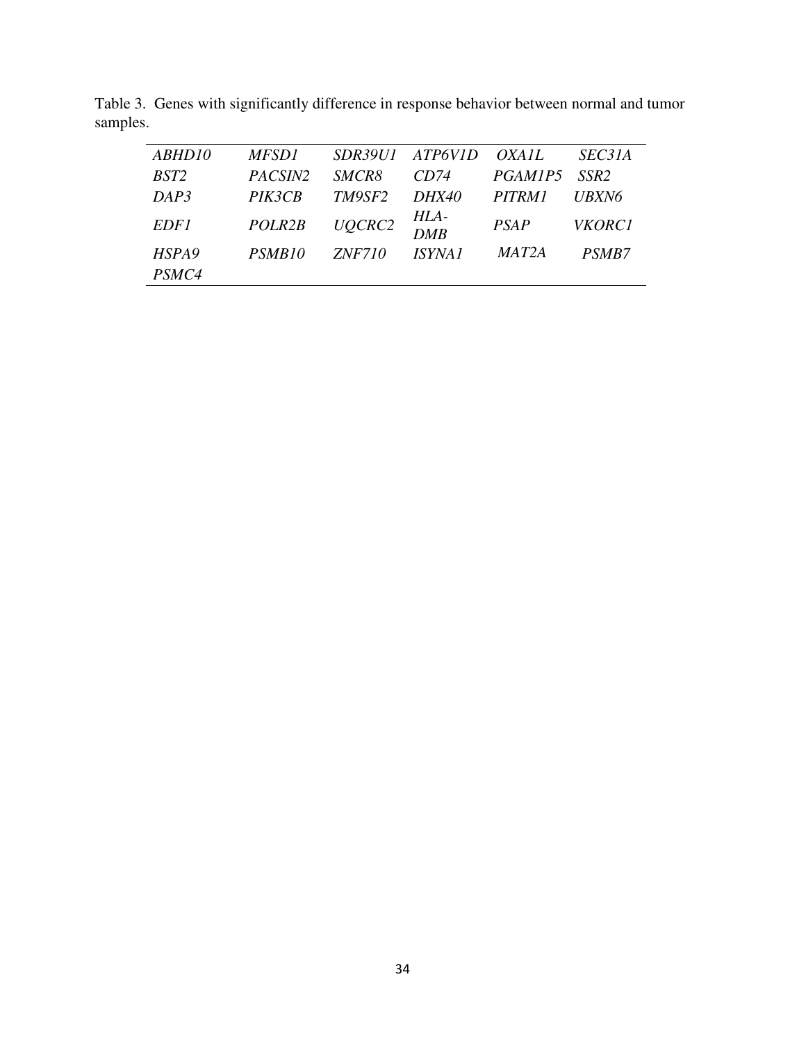Table 3. Genes with significantly difference in response behavior between normal and tumor samples.

| | | | | | |
|---|---|---|---|---|---|
| *ABHD10* | *MFSD1* | *SDR39U1* | *ATP6V1D* | *OXA1L* | *SEC31A* |
| *BST2* | *PACSIN2* | *SMCR8* | *CD74* | *PGAM1P5* | *SSR2* |
| *DAP3* | *PIK3CB* | *TM9SF2* | *DHX40* | *PITRM1* | *UBXN6* |
| *EDF1* | *POLR2B* | *UQCRC2* | *HLA-DMB* | *PSAP* | *VKORC1* |
| *HSPA9* | *PSMB10* | *ZNF710* | *ISYNA1* | *MAT2A* | *PSMB7* |
| *PSMC4* | | | | | |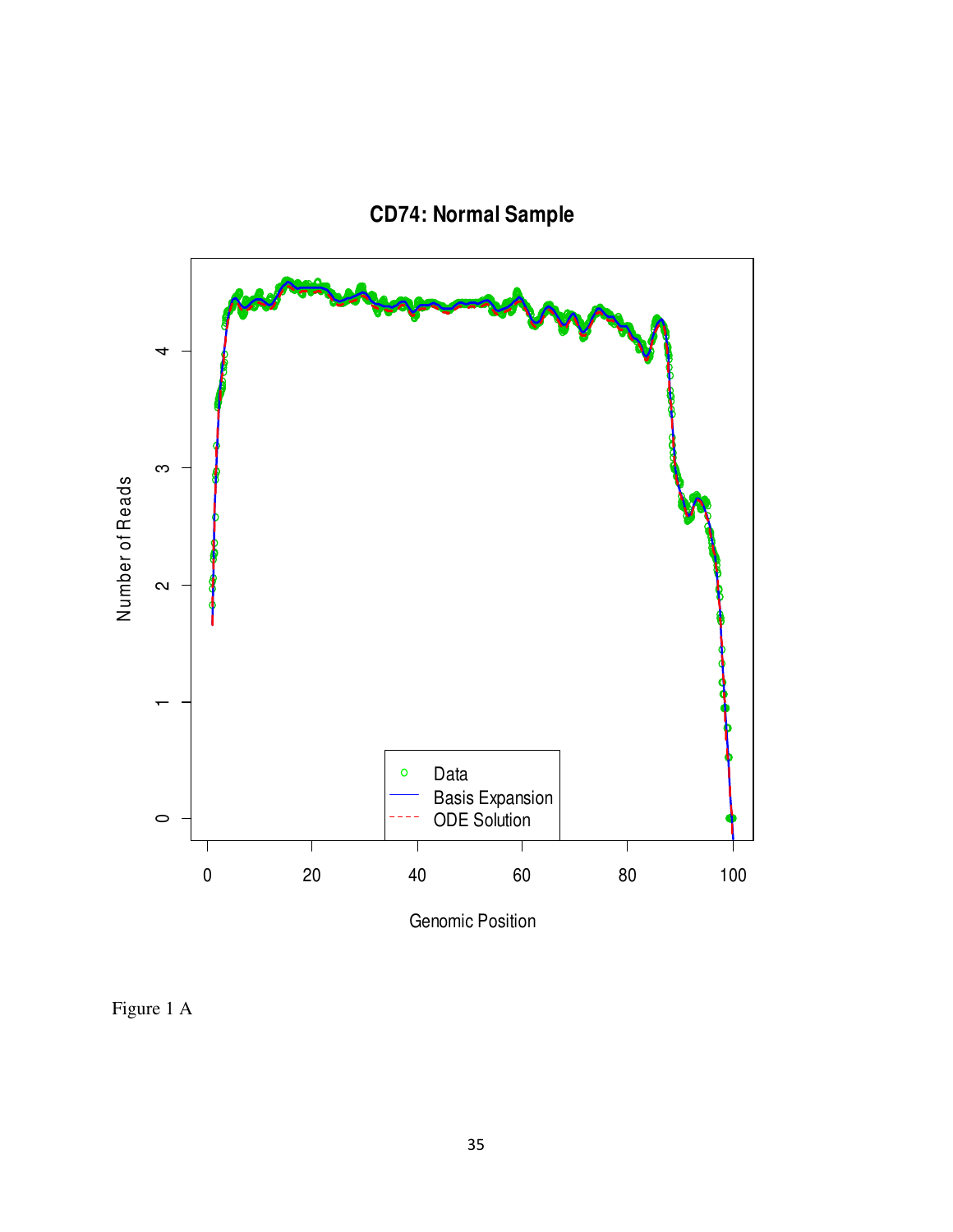CD74: Normal Sample

Number of Reads

Genomic Position

0
1
2
3
4

0
20
40
60
80
100

Data
Basis Expansion
ODE Solution

Figure 1 A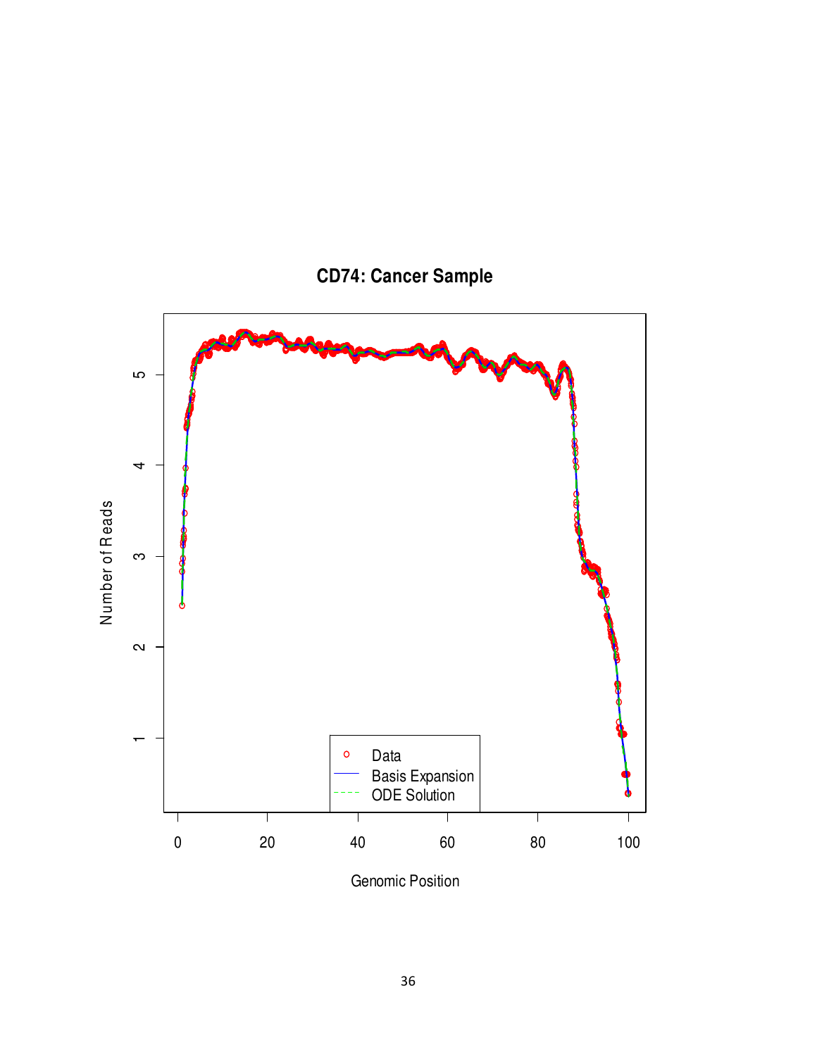**CD74: Cancer Sample**

Number of Reads

Genomic Position

1
2
3
4
5

0
20
40
60
80
100

Data
Basis Expansion
ODE Solution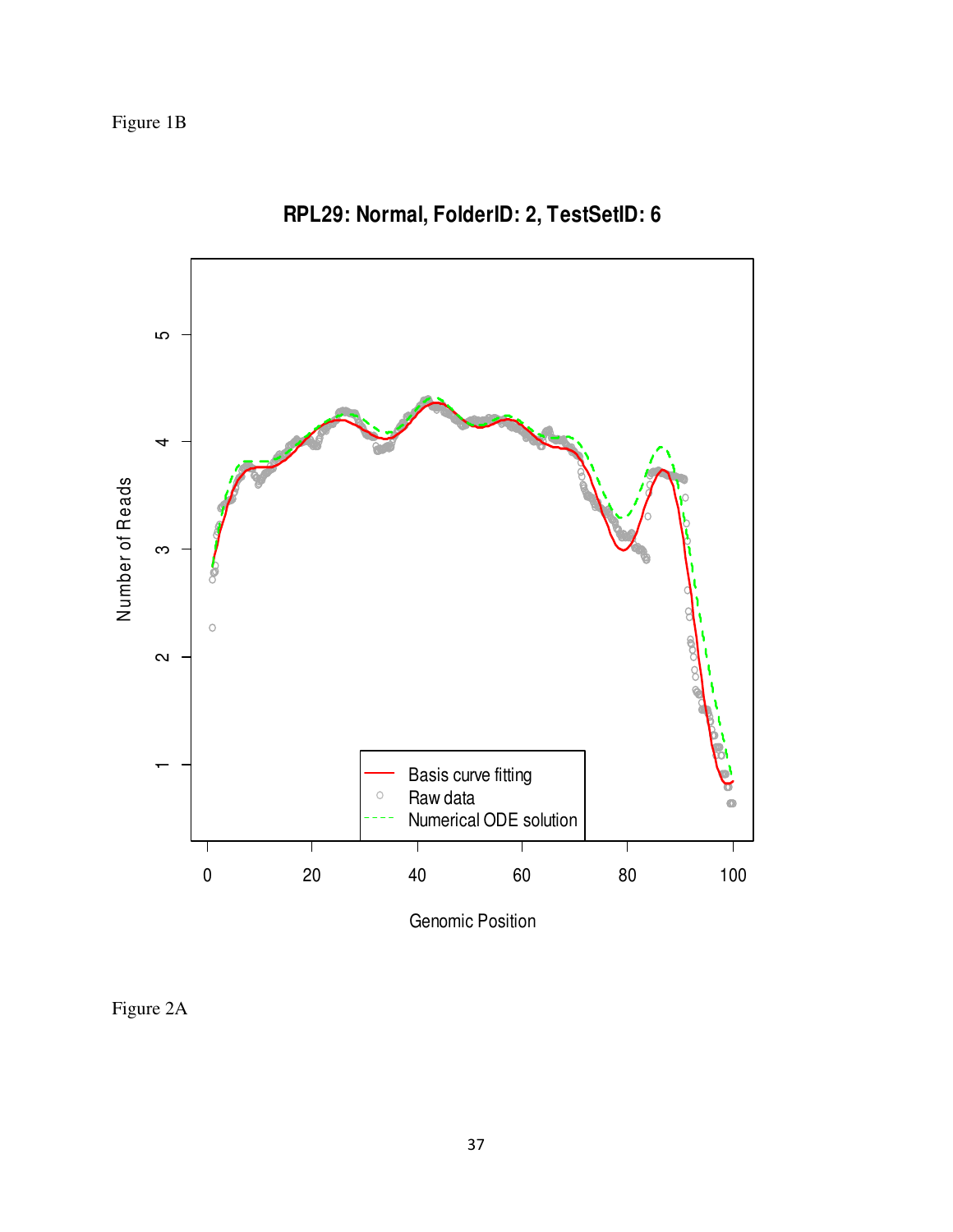Figure 1B

RPL29: Normal, FolderID: 2, TestSetID: 6

Number of Reads

1
2
3
4
5

0
20
40
60
80
100

Genomic Position

Basis curve fitting
Raw data
Numerical ODE solution

Figure 2A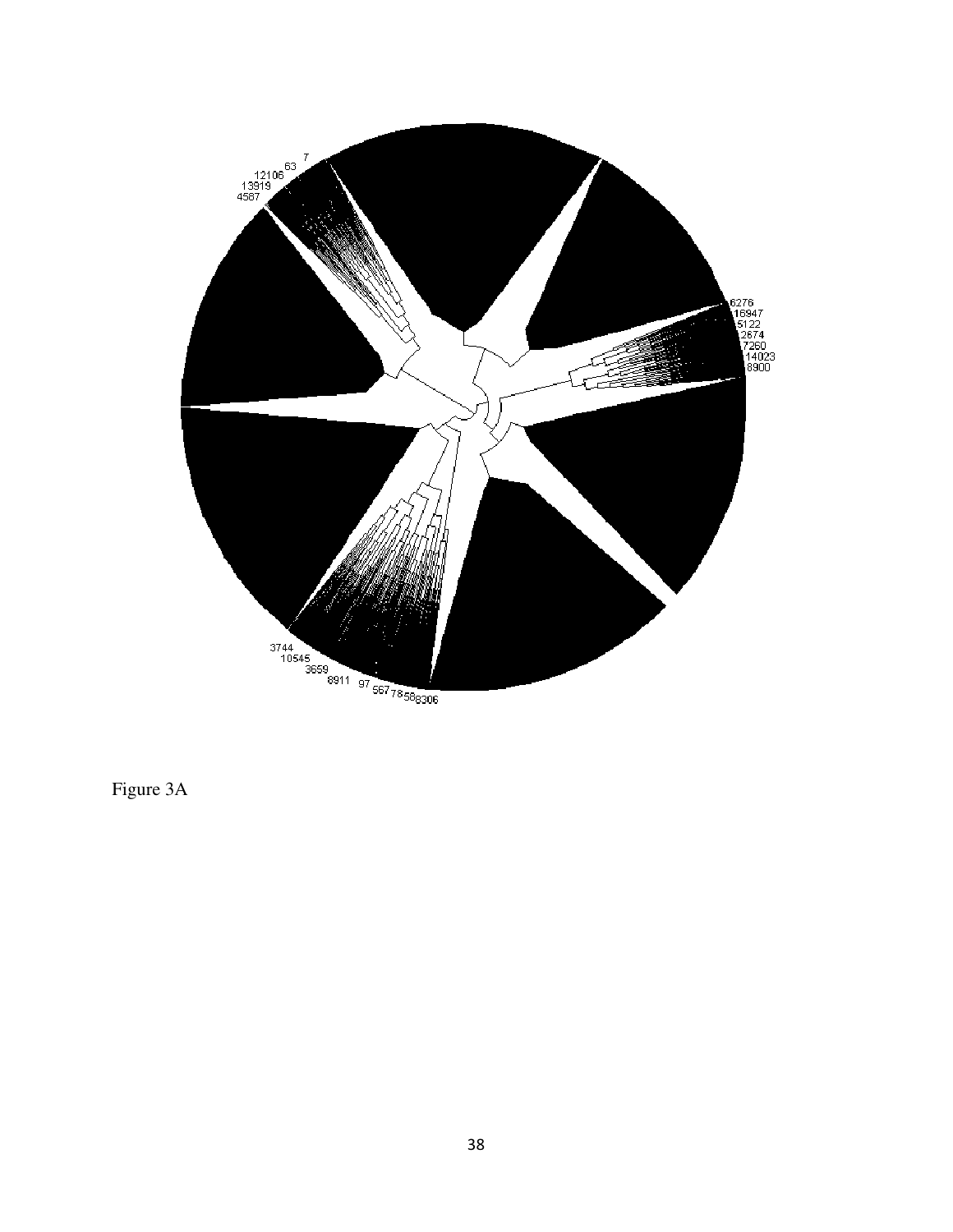7
63
12106
13919
4587

6276
16947
5122
2674
7260
14023
8900

3744
10545
3659
8911
97
5677
858
8306

Figure 3A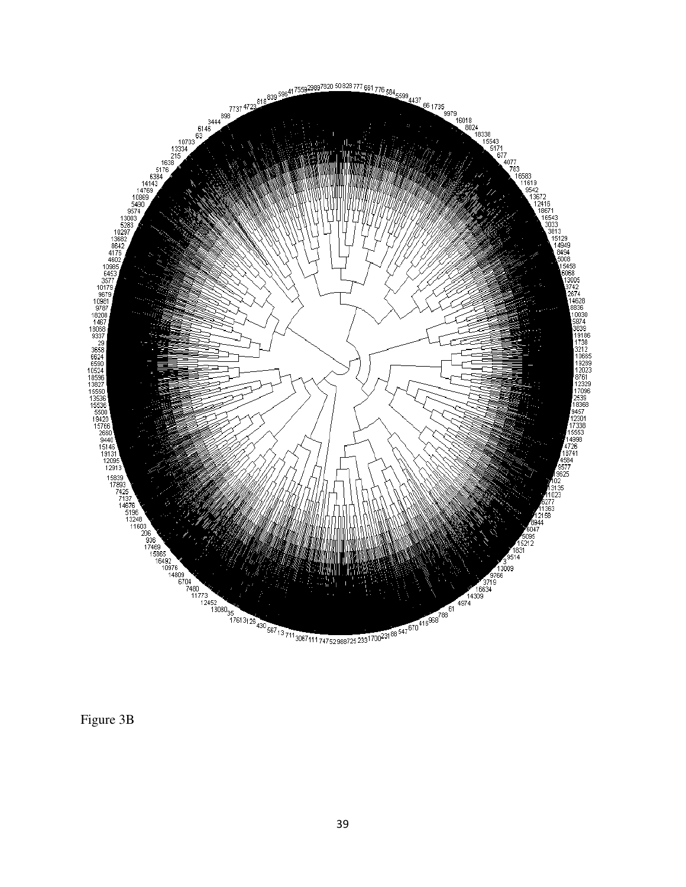Figure 3B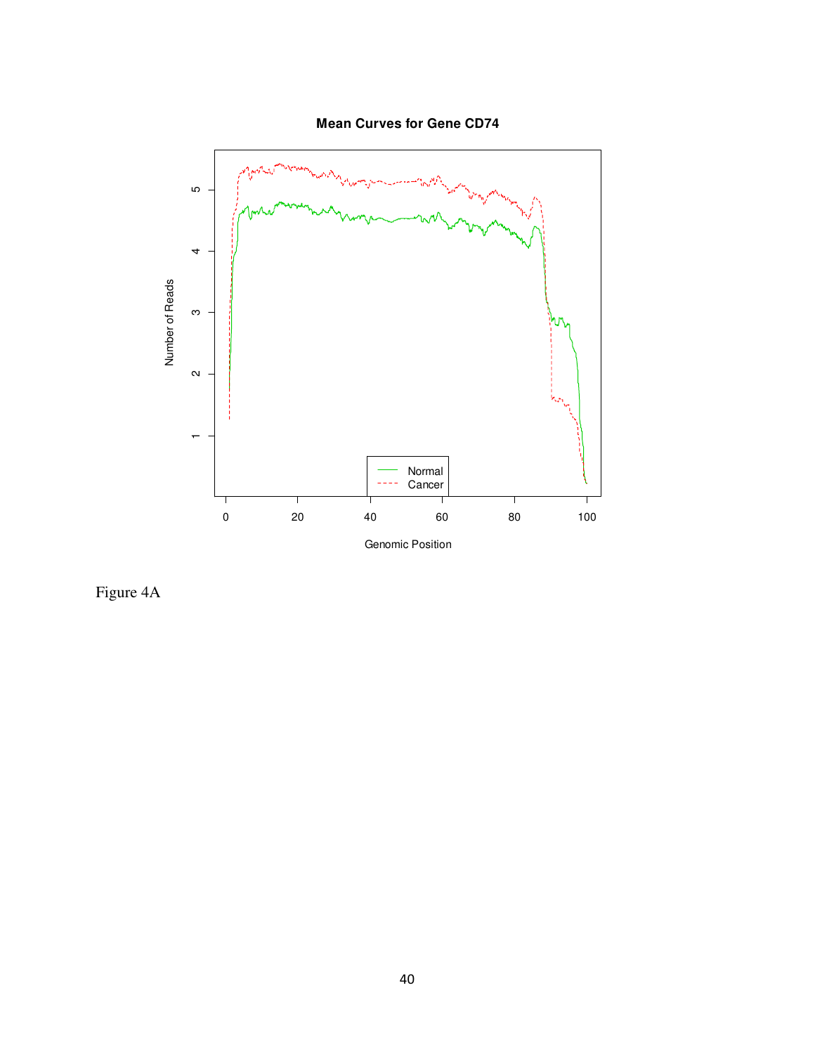Mean Curves for Gene CD74

Number of Reads

1
2
3
4
5

Normal
Cancer

0
20
40
60
80
100

Genomic Position

Figure 4A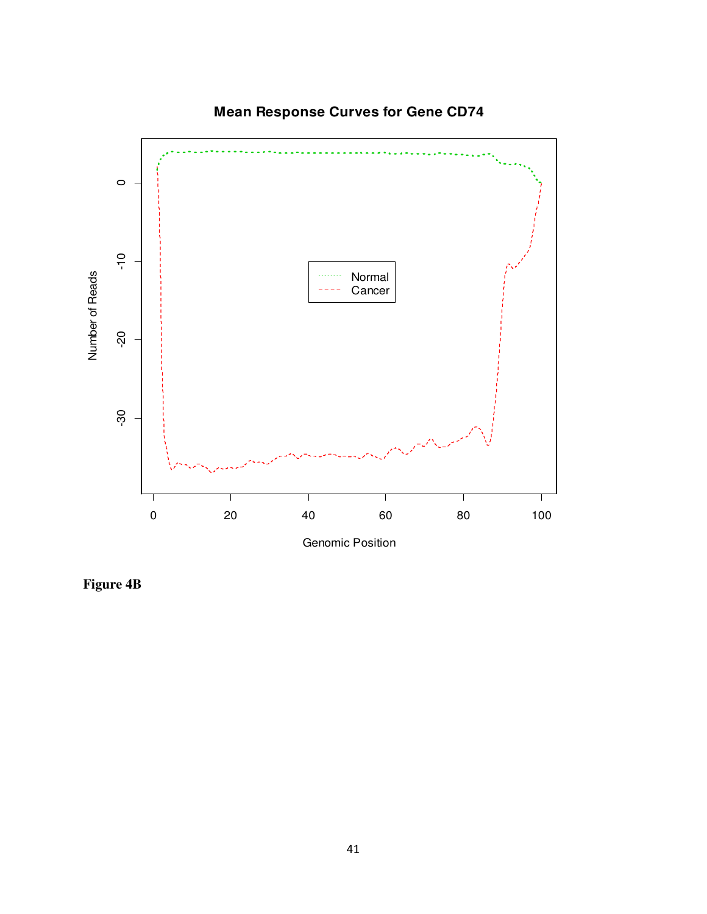Mean Response Curves for Gene CD74

Number of Reads

0
-10
-20
-30

Normal
Cancer

0
20
40
60
80
100

Genomic Position

**Figure 4B**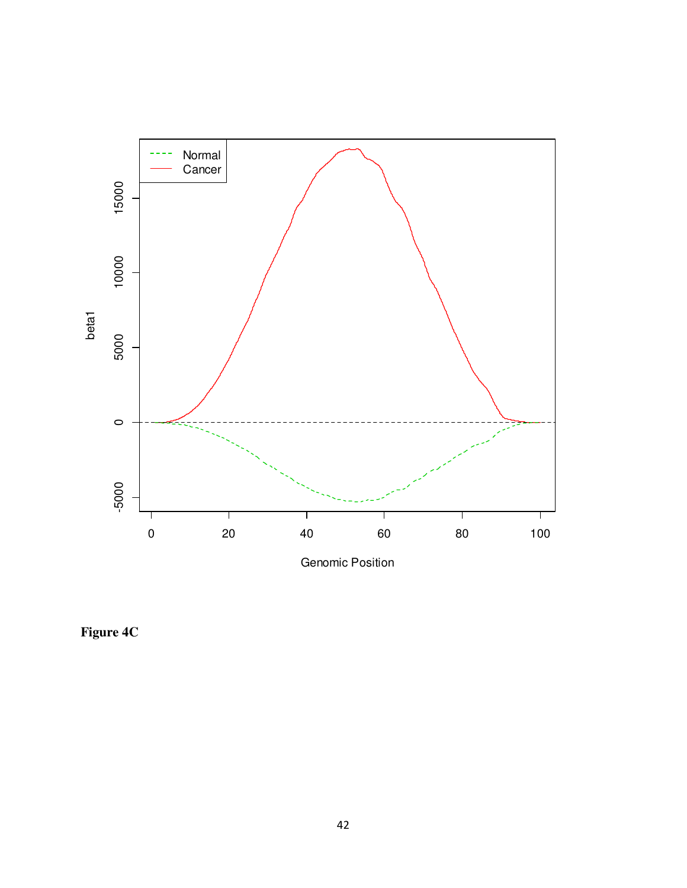Normal
Cancer

beta1

15000
10000
5000
0
-5000

0
20
40
60
80
100

Genomic Position

**Figure 4C**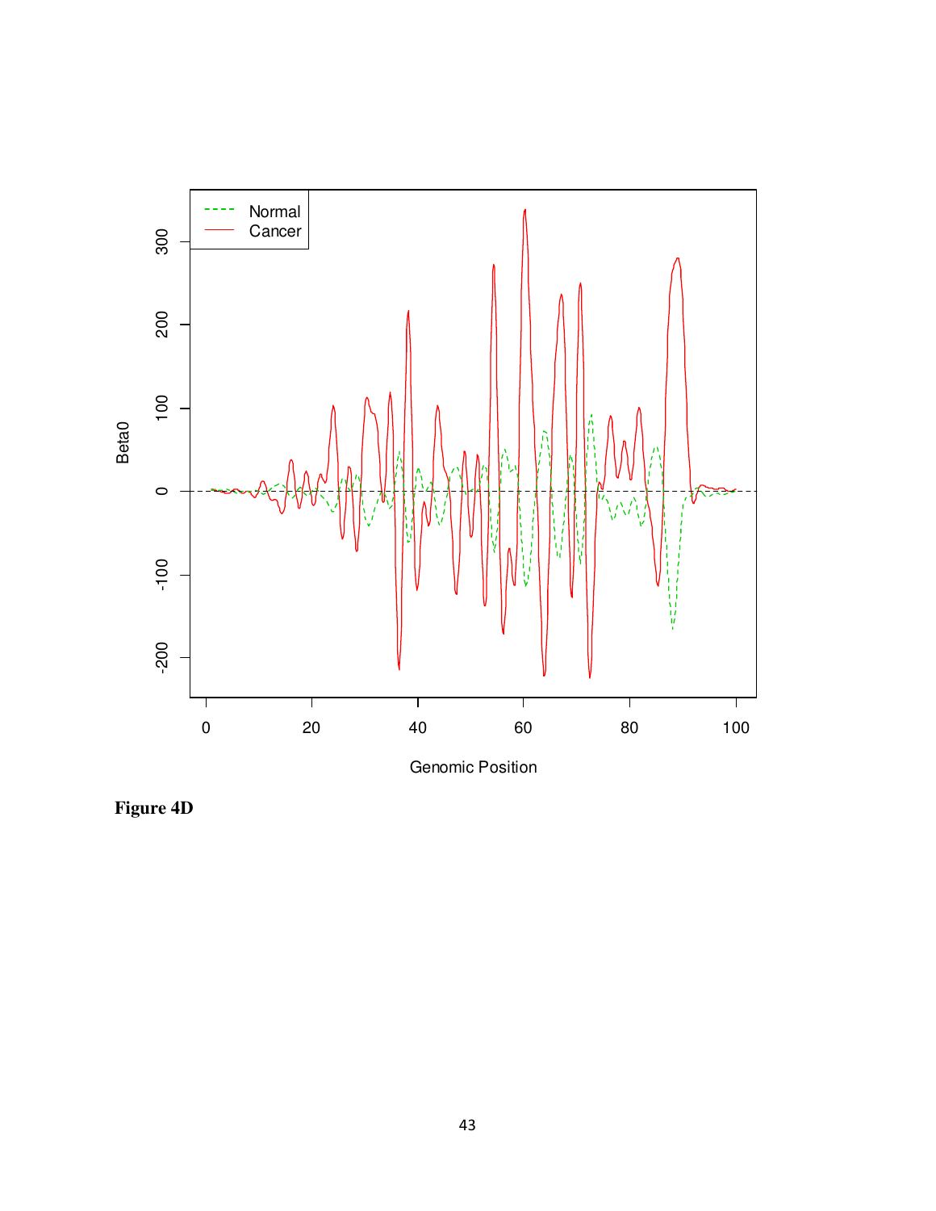Normal
Cancer

300
200
100
0
-100
-200

Beta0

0
20
40
60
80
100

Genomic Position

**Figure 4D**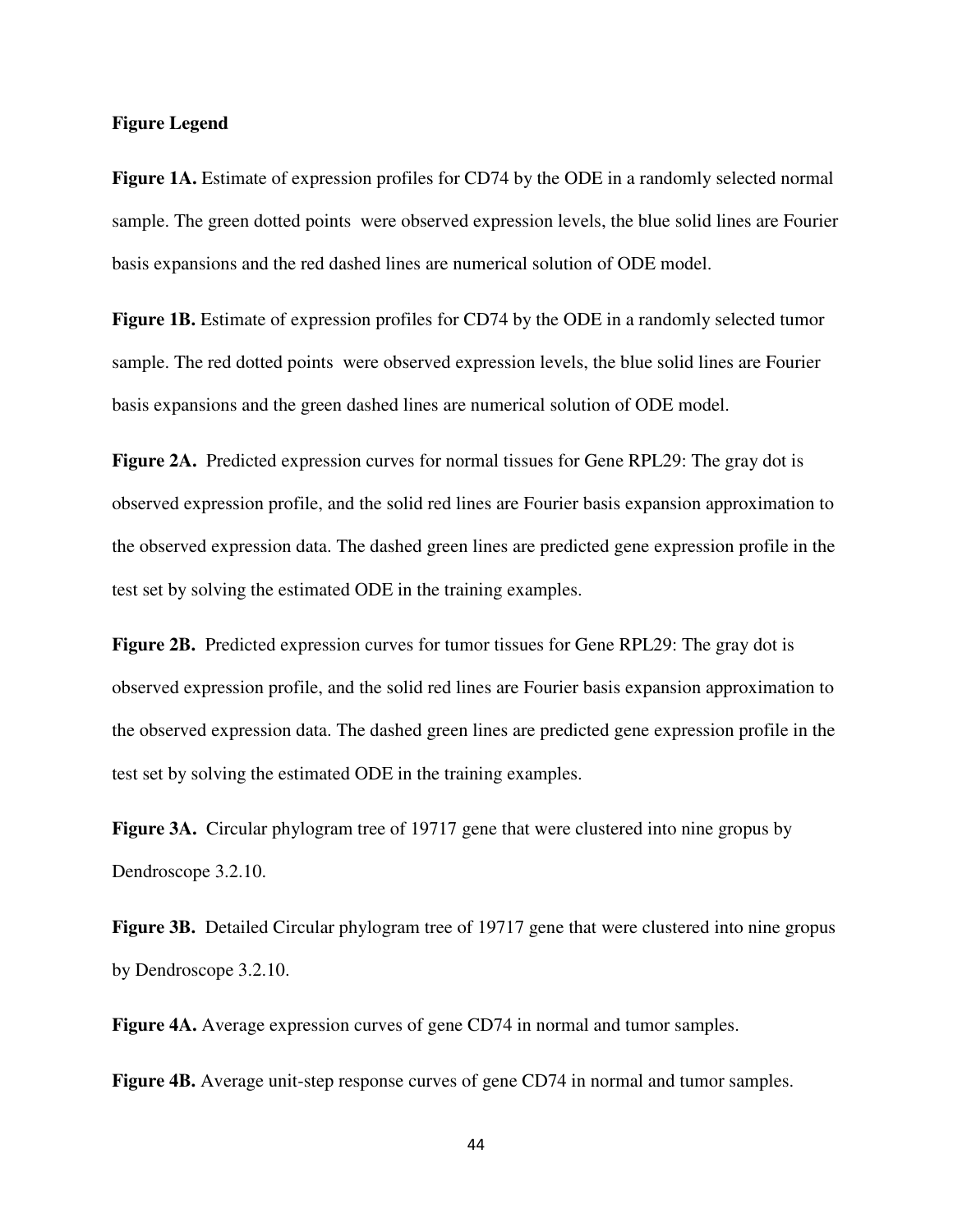**Figure Legend**

**Figure 1A.** Estimate of expression profiles for CD74 by the ODE in a randomly selected normal sample. The green dotted points were observed expression levels, the blue solid lines are Fourier basis expansions and the red dashed lines are numerical solution of ODE model.

**Figure 1B.** Estimate of expression profiles for CD74 by the ODE in a randomly selected tumor sample. The red dotted points were observed expression levels, the blue solid lines are Fourier basis expansions and the green dashed lines are numerical solution of ODE model.

**Figure 2A.** Predicted expression curves for normal tissues for Gene RPL29: The gray dot is observed expression profile, and the solid red lines are Fourier basis expansion approximation to the observed expression data. The dashed green lines are predicted gene expression profile in the test set by solving the estimated ODE in the training examples.

**Figure 2B.** Predicted expression curves for tumor tissues for Gene RPL29: The gray dot is observed expression profile, and the solid red lines are Fourier basis expansion approximation to the observed expression data. The dashed green lines are predicted gene expression profile in the test set by solving the estimated ODE in the training examples.

**Figure 3A.** Circular phylogram tree of 19717 gene that were clustered into nine gropus by Dendroscope 3.2.10.

**Figure 3B.** Detailed Circular phylogram tree of 19717 gene that were clustered into nine gropus by Dendroscope 3.2.10.

**Figure 4A.** Average expression curves of gene CD74 in normal and tumor samples.

**Figure 4B.** Average unit-step response curves of gene CD74 in normal and tumor samples.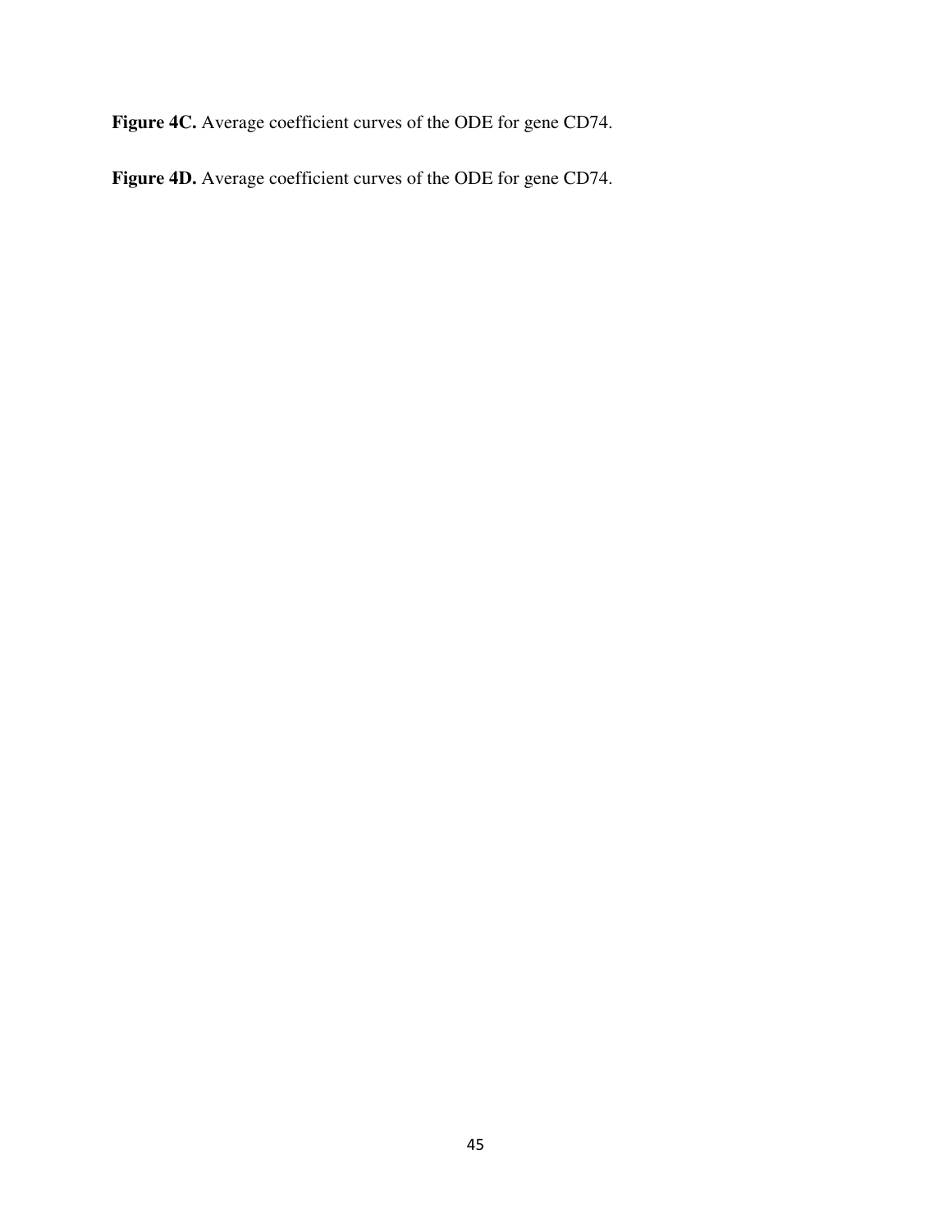**Figure 4C.** Average coefficient curves of the ODE for gene CD74.

**Figure 4D.** Average coefficient curves of the ODE for gene CD74.